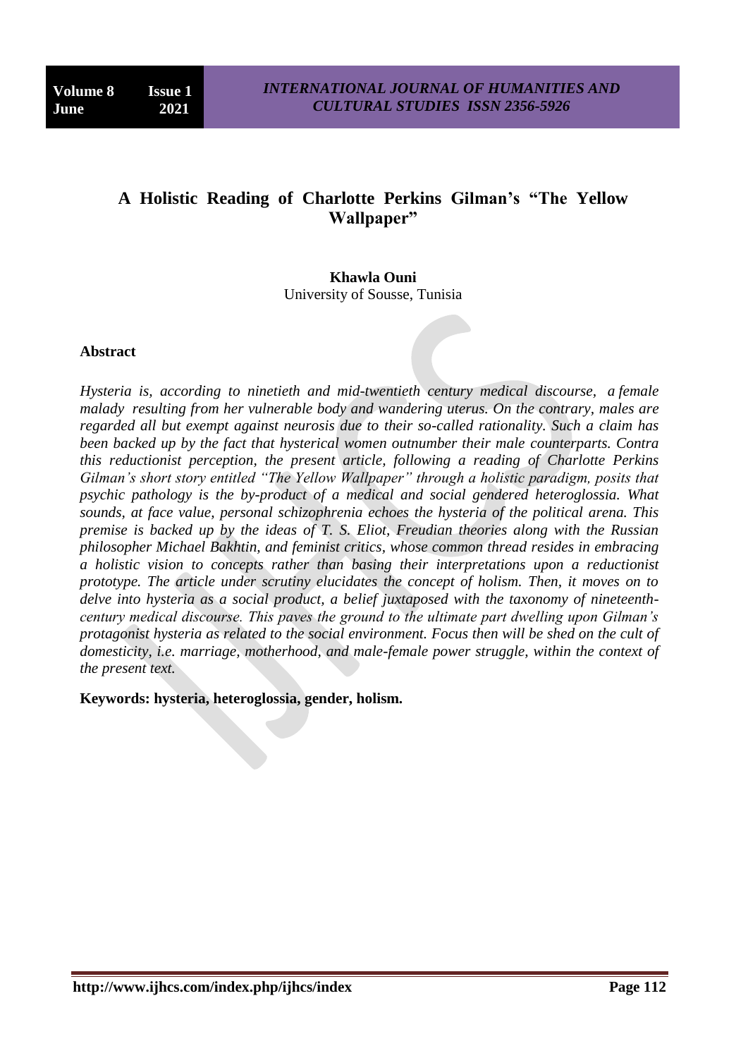# A Holistic Reading of Charlotte Perkins Gilman's "The Yellow Wallpaper"

**Khawla Ouni**
University of Sousse, Tunisia

## Abstract

*Hysteria is, according to ninetieth and mid-twentieth century medical discourse, a female malady resulting from her vulnerable body and wandering uterus. On the contrary, males are regarded all but exempt against neurosis due to their so-called rationality. Such a claim has been backed up by the fact that hysterical women outnumber their male counterparts. Contra this reductionist perception, the present article, following a reading of Charlotte Perkins Gilman's short story entitled "The Yellow Wallpaper" through a holistic paradigm, posits that psychic pathology is the by-product of a medical and social gendered heteroglossia. What sounds, at face value, personal schizophrenia echoes the hysteria of the political arena. This premise is backed up by the ideas of T. S. Eliot, Freudian theories along with the Russian philosopher Michael Bakhtin, and feminist critics, whose common thread resides in embracing a holistic vision to concepts rather than basing their interpretations upon a reductionist prototype. The article under scrutiny elucidates the concept of holism. Then, it moves on to delve into hysteria as a social product, a belief juxtaposed with the taxonomy of nineteenth-century medical discourse. This paves the ground to the ultimate part dwelling upon Gilman's protagonist hysteria as related to the social environment. Focus then will be shed on the cult of domesticity, i.e. marriage, motherhood, and male-female power struggle, within the context of the present text.*

**Keywords: hysteria, heteroglossia, gender, holism.**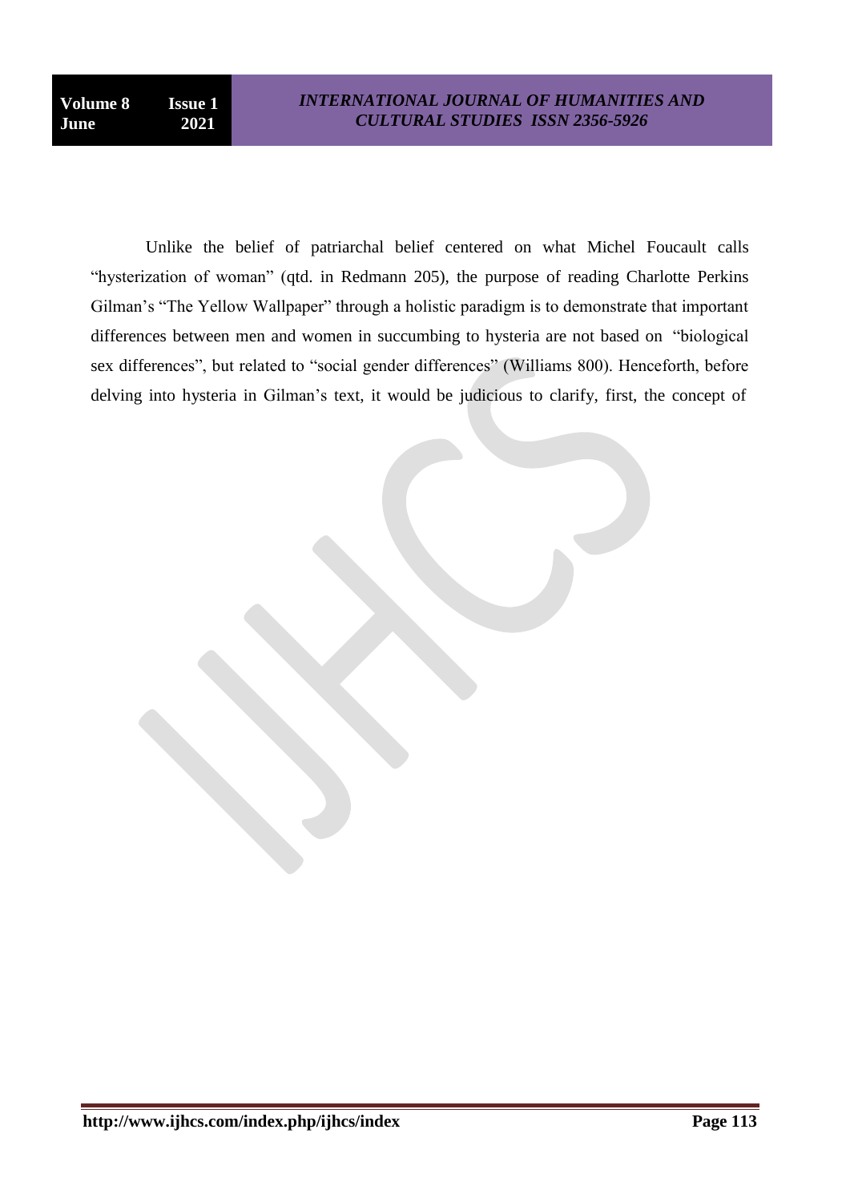Unlike the belief of patriarchal belief centered on what Michel Foucault calls "hysterization of woman" (qtd. in Redmann 205), the purpose of reading Charlotte Perkins Gilman's "The Yellow Wallpaper" through a holistic paradigm is to demonstrate that important differences between men and women in succumbing to hysteria are not based on "biological sex differences", but related to "social gender differences" (Williams 800). Henceforth, before delving into hysteria in Gilman's text, it would be judicious to clarify, first, the concept of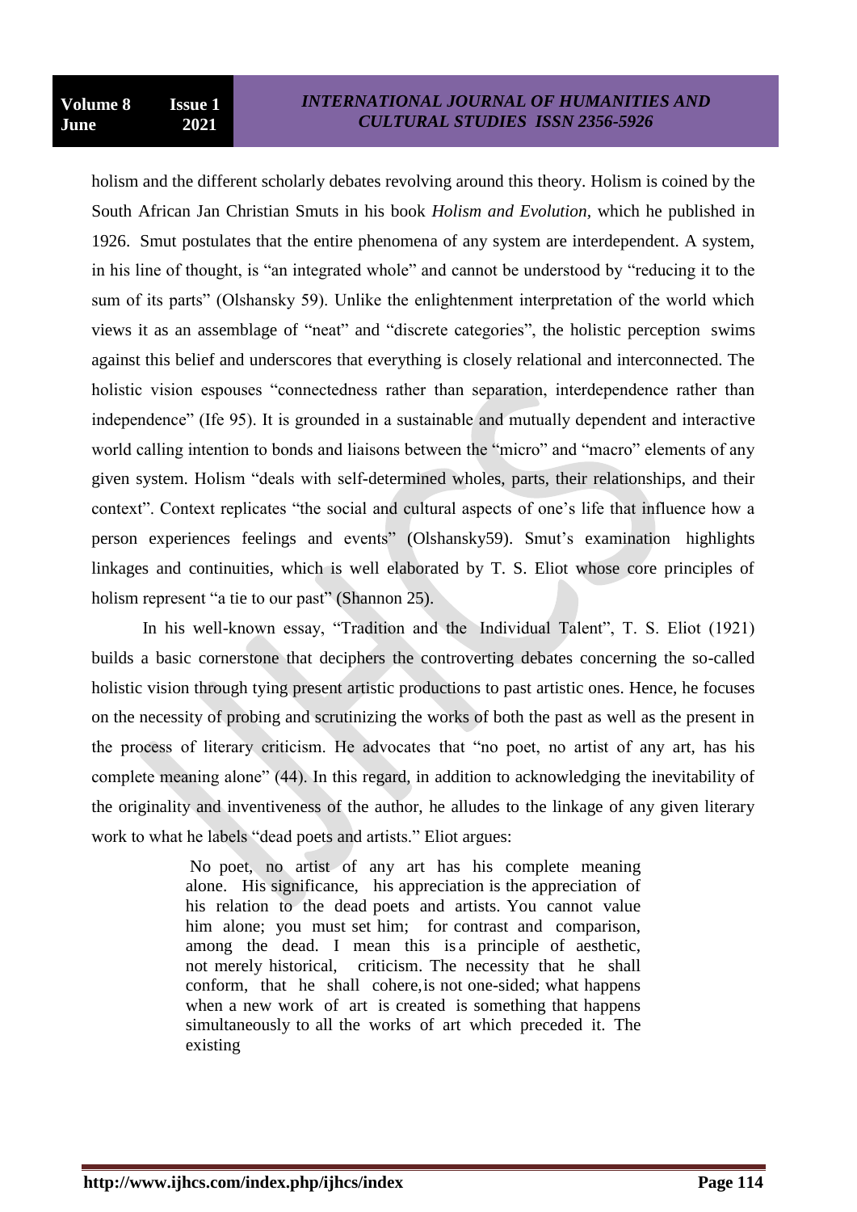holism and the different scholarly debates revolving around this theory. Holism is coined by the South African Jan Christian Smuts in his book *Holism and Evolution*, which he published in 1926. Smut postulates that the entire phenomena of any system are interdependent. A system, in his line of thought, is "an integrated whole" and cannot be understood by "reducing it to the sum of its parts" (Olshansky 59). Unlike the enlightenment interpretation of the world which views it as an assemblage of "neat" and "discrete categories", the holistic perception swims against this belief and underscores that everything is closely relational and interconnected. The holistic vision espouses "connectedness rather than separation, interdependence rather than independence" (Ife 95). It is grounded in a sustainable and mutually dependent and interactive world calling intention to bonds and liaisons between the "micro" and "macro" elements of any given system. Holism "deals with self-determined wholes, parts, their relationships, and their context". Context replicates "the social and cultural aspects of one's life that influence how a person experiences feelings and events" (Olshansky59). Smut's examination highlights linkages and continuities, which is well elaborated by T. S. Eliot whose core principles of holism represent "a tie to our past" (Shannon 25).

In his well-known essay, "Tradition and the Individual Talent", T. S. Eliot (1921) builds a basic cornerstone that deciphers the controverting debates concerning the so-called holistic vision through tying present artistic productions to past artistic ones. Hence, he focuses on the necessity of probing and scrutinizing the works of both the past as well as the present in the process of literary criticism. He advocates that "no poet, no artist of any art, has his complete meaning alone" (44). In this regard, in addition to acknowledging the inevitability of the originality and inventiveness of the author, he alludes to the linkage of any given literary work to what he labels "dead poets and artists." Eliot argues:

> No poet, no artist of any art has his complete meaning alone. His significance, his appreciation is the appreciation of his relation to the dead poets and artists. You cannot value him alone; you must set him; for contrast and comparison, among the dead. I mean this is a principle of aesthetic, not merely historical, criticism. The necessity that he shall conform, that he shall cohere, is not one-sided; what happens when a new work of art is created is something that happens simultaneously to all the works of art which preceded it. The existing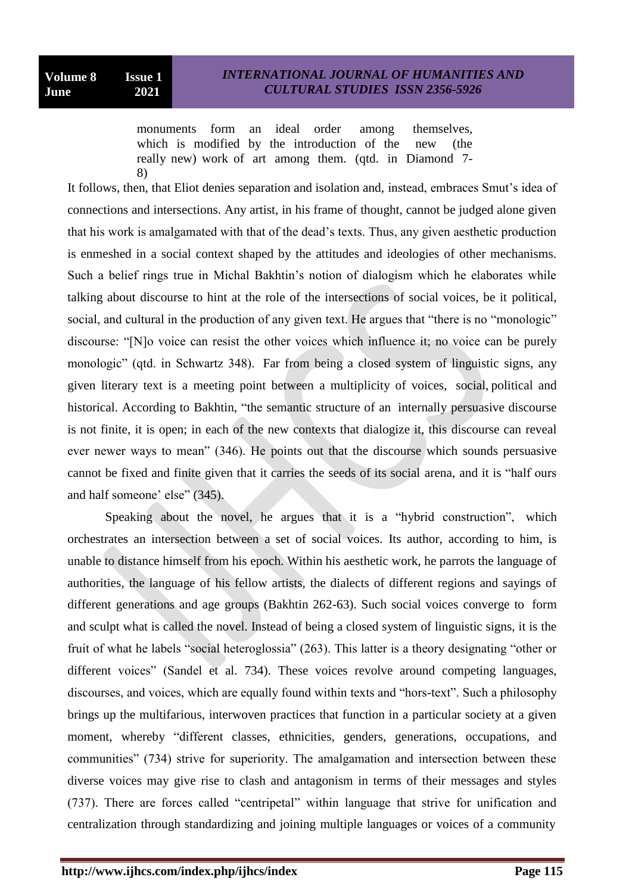> monuments form an ideal order among themselves, which is modified by the introduction of the new (the really new) work of art among them. (qtd. in Diamond 7-8)

It follows, then, that Eliot denies separation and isolation and, instead, embraces Smut's idea of connections and intersections. Any artist, in his frame of thought, cannot be judged alone given that his work is amalgamated with that of the dead's texts. Thus, any given aesthetic production is enmeshed in a social context shaped by the attitudes and ideologies of other mechanisms. Such a belief rings true in Michal Bakhtin's notion of dialogism which he elaborates while talking about discourse to hint at the role of the intersections of social voices, be it political, social, and cultural in the production of any given text. He argues that "there is no "monologic" discourse: "[N]o voice can resist the other voices which influence it; no voice can be purely monologic" (qtd. in Schwartz 348). Far from being a closed system of linguistic signs, any given literary text is a meeting point between a multiplicity of voices, social, political and historical. According to Bakhtin, "the semantic structure of an internally persuasive discourse is not finite, it is open; in each of the new contexts that dialogize it, this discourse can reveal ever newer ways to mean" (346). He points out that the discourse which sounds persuasive cannot be fixed and finite given that it carries the seeds of its social arena, and it is "half ours and half someone' else" (345).

Speaking about the novel, he argues that it is a "hybrid construction", which orchestrates an intersection between a set of social voices. Its author, according to him, is unable to distance himself from his epoch. Within his aesthetic work, he parrots the language of authorities, the language of his fellow artists, the dialects of different regions and sayings of different generations and age groups (Bakhtin 262-63). Such social voices converge to form and sculpt what is called the novel. Instead of being a closed system of linguistic signs, it is the fruit of what he labels "social heteroglossia" (263). This latter is a theory designating "other or different voices" (Sandel et al. 734). These voices revolve around competing languages, discourses, and voices, which are equally found within texts and "hors-text". Such a philosophy brings up the multifarious, interwoven practices that function in a particular society at a given moment, whereby "different classes, ethnicities, genders, generations, occupations, and communities" (734) strive for superiority. The amalgamation and intersection between these diverse voices may give rise to clash and antagonism in terms of their messages and styles (737). There are forces called "centripetal" within language that strive for unification and centralization through standardizing and joining multiple languages or voices of a community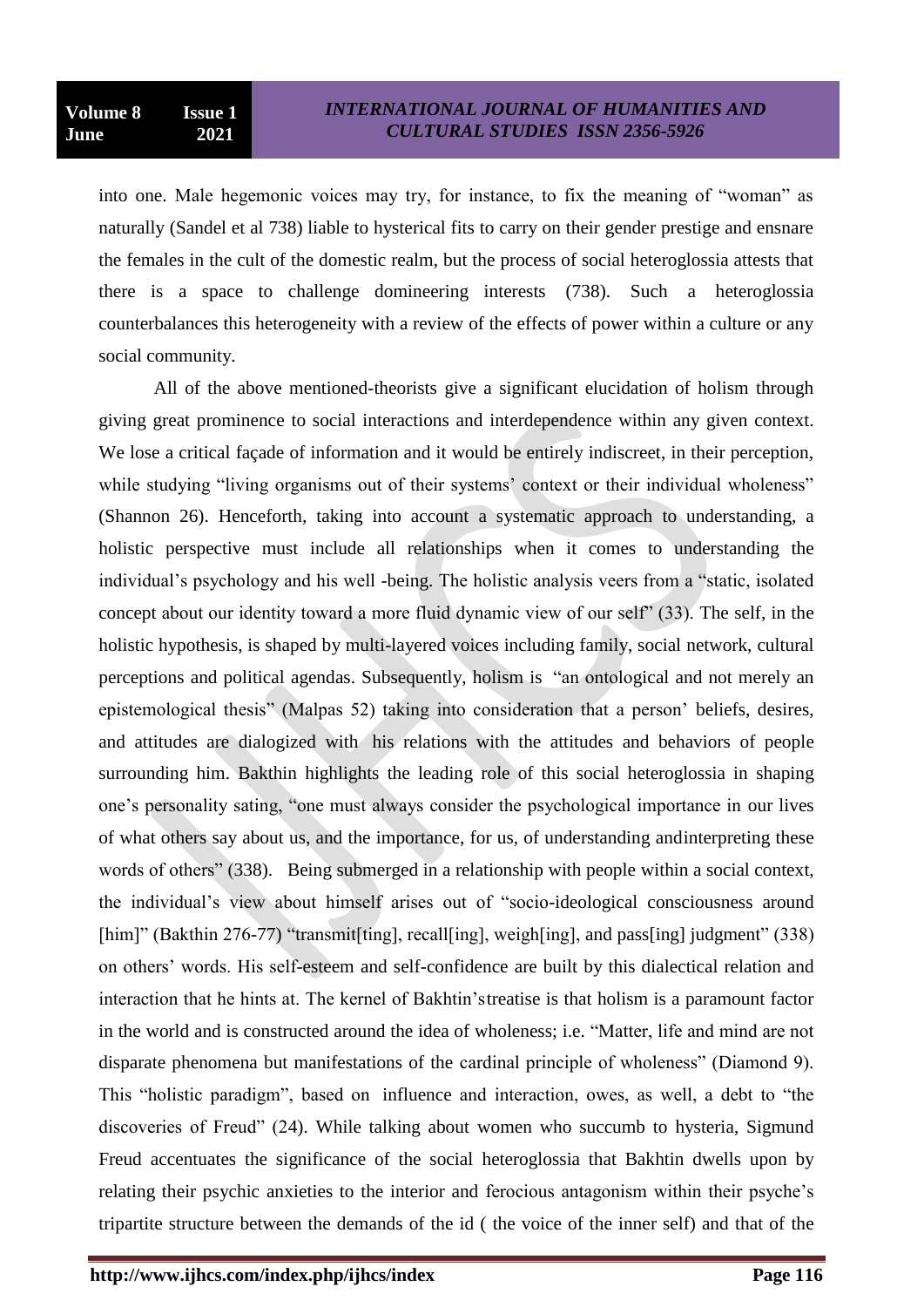into one. Male hegemonic voices may try, for instance, to fix the meaning of "woman" as naturally (Sandel et al 738) liable to hysterical fits to carry on their gender prestige and ensnare the females in the cult of the domestic realm, but the process of social heteroglossia attests that there is a space to challenge domineering interests (738). Such a heteroglossia counterbalances this heterogeneity with a review of the effects of power within a culture or any social community.

All of the above mentioned-theorists give a significant elucidation of holism through giving great prominence to social interactions and interdependence within any given context. We lose a critical façade of information and it would be entirely indiscreet, in their perception, while studying "living organisms out of their systems' context or their individual wholeness" (Shannon 26). Henceforth, taking into account a systematic approach to understanding, a holistic perspective must include all relationships when it comes to understanding the individual's psychology and his well -being. The holistic analysis veers from a "static, isolated concept about our identity toward a more fluid dynamic view of our self" (33). The self, in the holistic hypothesis, is shaped by multi-layered voices including family, social network, cultural perceptions and political agendas. Subsequently, holism is "an ontological and not merely an epistemological thesis" (Malpas 52) taking into consideration that a person' beliefs, desires, and attitudes are dialogized with his relations with the attitudes and behaviors of people surrounding him. Bakthin highlights the leading role of this social heteroglossia in shaping one's personality sating, "one must always consider the psychological importance in our lives of what others say about us, and the importance, for us, of understanding andinterpreting these words of others" (338). Being submerged in a relationship with people within a social context, the individual's view about himself arises out of "socio-ideological consciousness around [him]" (Bakthin 276-77) "transmit[ting], recall[ing], weigh[ing], and pass[ing] judgment" (338) on others' words. His self-esteem and self-confidence are built by this dialectical relation and interaction that he hints at. The kernel of Bakhtin'streatise is that holism is a paramount factor in the world and is constructed around the idea of wholeness; i.e. "Matter, life and mind are not disparate phenomena but manifestations of the cardinal principle of wholeness" (Diamond 9). This "holistic paradigm", based on influence and interaction, owes, as well, a debt to "the discoveries of Freud" (24). While talking about women who succumb to hysteria, Sigmund Freud accentuates the significance of the social heteroglossia that Bakhtin dwells upon by relating their psychic anxieties to the interior and ferocious antagonism within their psyche's tripartite structure between the demands of the id ( the voice of the inner self) and that of the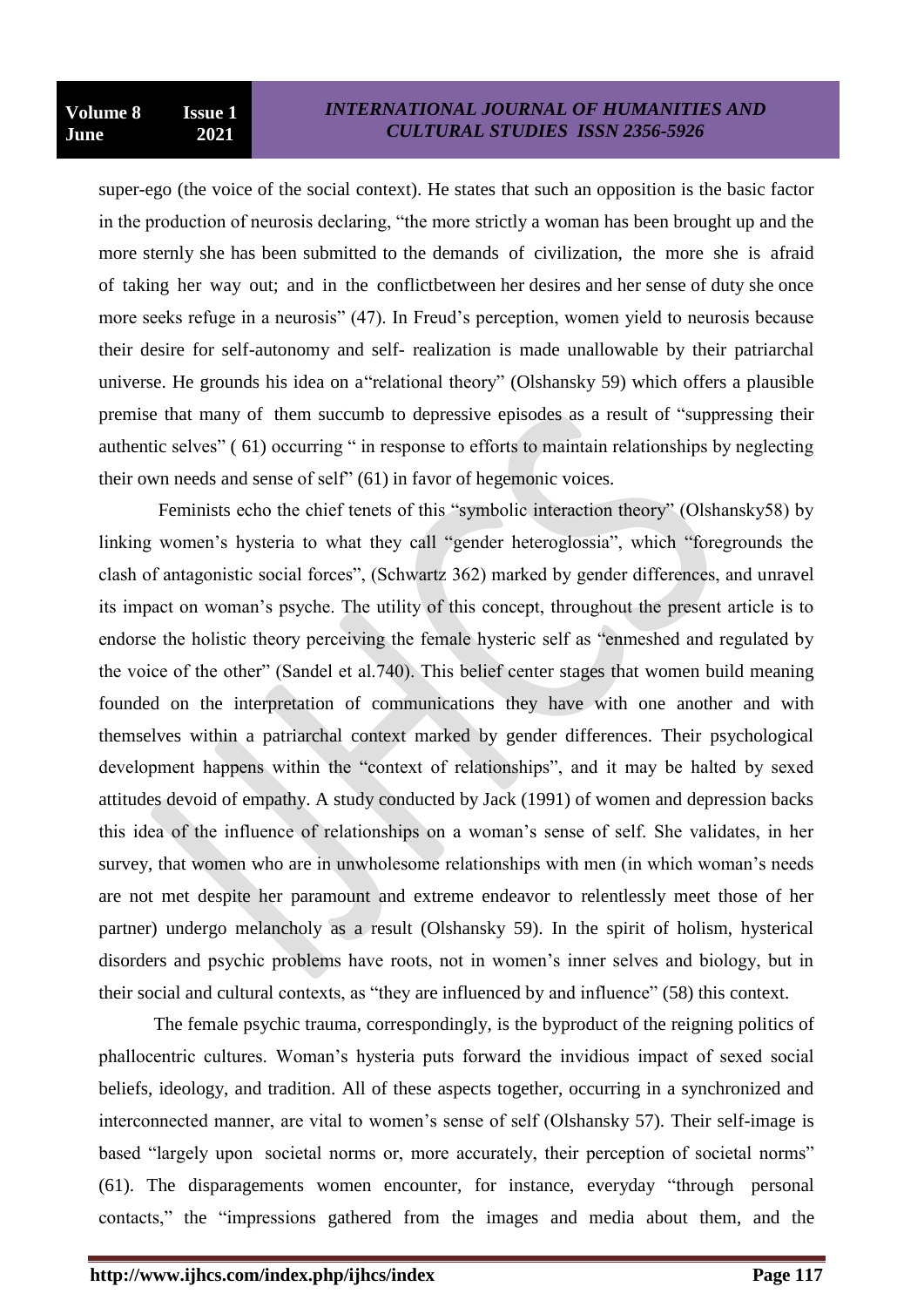super-ego (the voice of the social context). He states that such an opposition is the basic factor in the production of neurosis declaring, "the more strictly a woman has been brought up and the more sternly she has been submitted to the demands of civilization, the more she is afraid of taking her way out; and in the conflictbetween her desires and her sense of duty she once more seeks refuge in a neurosis" (47). In Freud's perception, women yield to neurosis because their desire for self-autonomy and self- realization is made unallowable by their patriarchal universe. He grounds his idea on a"relational theory" (Olshansky 59) which offers a plausible premise that many of them succumb to depressive episodes as a result of "suppressing their authentic selves" ( 61) occurring " in response to efforts to maintain relationships by neglecting their own needs and sense of self" (61) in favor of hegemonic voices.

Feminists echo the chief tenets of this "symbolic interaction theory" (Olshansky58) by linking women's hysteria to what they call "gender heteroglossia", which "foregrounds the clash of antagonistic social forces", (Schwartz 362) marked by gender differences, and unravel its impact on woman's psyche. The utility of this concept, throughout the present article is to endorse the holistic theory perceiving the female hysteric self as "enmeshed and regulated by the voice of the other" (Sandel et al.740). This belief center stages that women build meaning founded on the interpretation of communications they have with one another and with themselves within a patriarchal context marked by gender differences. Their psychological development happens within the "context of relationships", and it may be halted by sexed attitudes devoid of empathy. A study conducted by Jack (1991) of women and depression backs this idea of the influence of relationships on a woman's sense of self. She validates, in her survey, that women who are in unwholesome relationships with men (in which woman's needs are not met despite her paramount and extreme endeavor to relentlessly meet those of her partner) undergo melancholy as a result (Olshansky 59). In the spirit of holism, hysterical disorders and psychic problems have roots, not in women's inner selves and biology, but in their social and cultural contexts, as "they are influenced by and influence" (58) this context.

The female psychic trauma, correspondingly, is the byproduct of the reigning politics of phallocentric cultures. Woman's hysteria puts forward the invidious impact of sexed social beliefs, ideology, and tradition. All of these aspects together, occurring in a synchronized and interconnected manner, are vital to women's sense of self (Olshansky 57). Their self-image is based "largely upon societal norms or, more accurately, their perception of societal norms" (61). The disparagements women encounter, for instance, everyday "through personal contacts," the "impressions gathered from the images and media about them, and the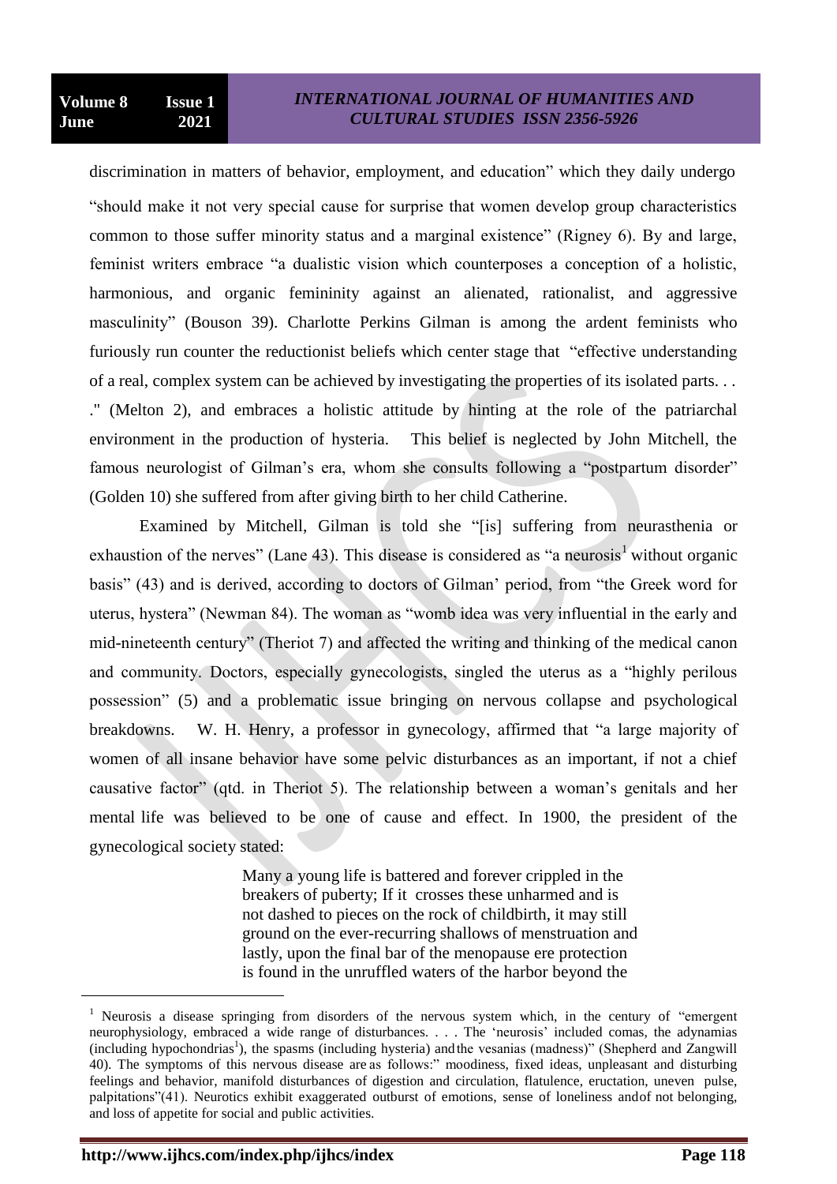discrimination in matters of behavior, employment, and education" which they daily undergo "should make it not very special cause for surprise that women develop group characteristics common to those suffer minority status and a marginal existence" (Rigney 6). By and large, feminist writers embrace "a dualistic vision which counterposes a conception of a holistic, harmonious, and organic femininity against an alienated, rationalist, and aggressive masculinity" (Bouson 39). Charlotte Perkins Gilman is among the ardent feminists who furiously run counter the reductionist beliefs which center stage that "effective understanding of a real, complex system can be achieved by investigating the properties of its isolated parts. . . ." (Melton 2), and embraces a holistic attitude by hinting at the role of the patriarchal environment in the production of hysteria. This belief is neglected by John Mitchell, the famous neurologist of Gilman's era, whom she consults following a "postpartum disorder" (Golden 10) she suffered from after giving birth to her child Catherine.

Examined by Mitchell, Gilman is told she "[is] suffering from neurasthenia or exhaustion of the nerves" (Lane 43). This disease is considered as "a neurosis[1] without organic basis" (43) and is derived, according to doctors of Gilman' period, from "the Greek word for uterus, hystera" (Newman 84). The woman as "womb idea was very influential in the early and mid-nineteenth century" (Theriot 7) and affected the writing and thinking of the medical canon and community. Doctors, especially gynecologists, singled the uterus as a "highly perilous possession" (5) and a problematic issue bringing on nervous collapse and psychological breakdowns. W. H. Henry, a professor in gynecology, affirmed that "a large majority of women of all insane behavior have some pelvic disturbances as an important, if not a chief causative factor" (qtd. in Theriot 5). The relationship between a woman's genitals and her mental life was believed to be one of cause and effect. In 1900, the president of the gynecological society stated:

> Many a young life is battered and forever crippled in the breakers of puberty; If it crosses these unharmed and is not dashed to pieces on the rock of childbirth, it may still ground on the ever-recurring shallows of menstruation and lastly, upon the final bar of the menopause ere protection is found in the unruffled waters of the harbor beyond the

---

[1] Neurosis a disease springing from disorders of the nervous system which, in the century of "emergent neurophysiology, embraced a wide range of disturbances. . . . The 'neurosis' included comas, the adynamias (including hypochondrias[1]), the spasms (including hysteria) and the vesanias (madness)" (Shepherd and Zangwill 40). The symptoms of this nervous disease are as follows:" moodiness, fixed ideas, unpleasant and disturbing feelings and behavior, manifold disturbances of digestion and circulation, flatulence, eructation, uneven pulse, palpitations"(41). Neurotics exhibit exaggerated outburst of emotions, sense of loneliness and of not belonging, and loss of appetite for social and public activities.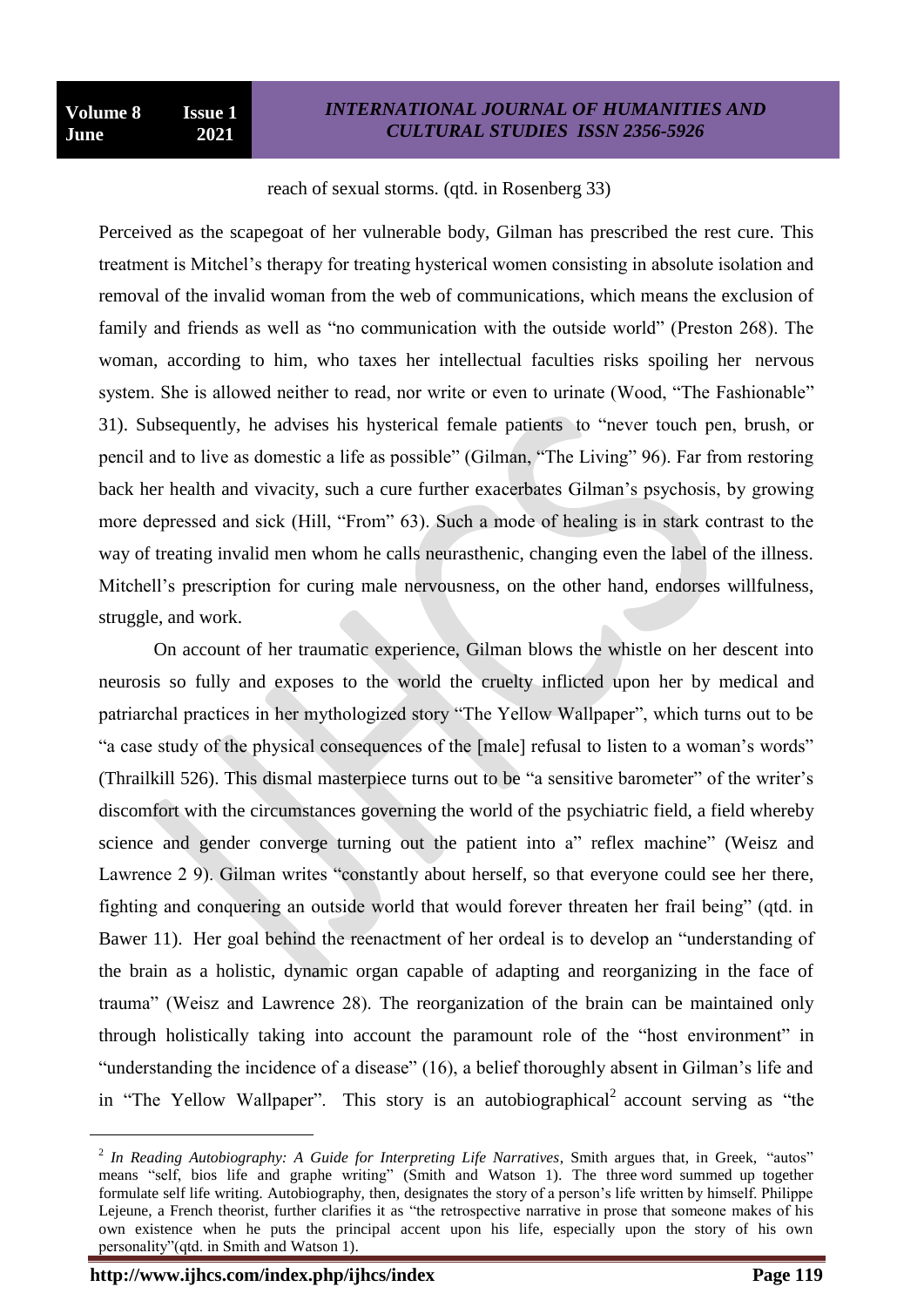reach of sexual storms. (qtd. in Rosenberg 33)

Perceived as the scapegoat of her vulnerable body, Gilman has prescribed the rest cure. This treatment is Mitchel's therapy for treating hysterical women consisting in absolute isolation and removal of the invalid woman from the web of communications, which means the exclusion of family and friends as well as "no communication with the outside world" (Preston 268). The woman, according to him, who taxes her intellectual faculties risks spoiling her nervous system. She is allowed neither to read, nor write or even to urinate (Wood, "The Fashionable" 31). Subsequently, he advises his hysterical female patients to "never touch pen, brush, or pencil and to live as domestic a life as possible" (Gilman, "The Living" 96). Far from restoring back her health and vivacity, such a cure further exacerbates Gilman's psychosis, by growing more depressed and sick (Hill, "From" 63). Such a mode of healing is in stark contrast to the way of treating invalid men whom he calls neurasthenic, changing even the label of the illness. Mitchell's prescription for curing male nervousness, on the other hand, endorses willfulness, struggle, and work.

On account of her traumatic experience, Gilman blows the whistle on her descent into neurosis so fully and exposes to the world the cruelty inflicted upon her by medical and patriarchal practices in her mythologized story "The Yellow Wallpaper", which turns out to be "a case study of the physical consequences of the [male] refusal to listen to a woman's words" (Thrailkill 526). This dismal masterpiece turns out to be "a sensitive barometer" of the writer's discomfort with the circumstances governing the world of the psychiatric field, a field whereby science and gender converge turning out the patient into a" reflex machine" (Weisz and Lawrence 2 9). Gilman writes "constantly about herself, so that everyone could see her there, fighting and conquering an outside world that would forever threaten her frail being" (qtd. in Bawer 11). Her goal behind the reenactment of her ordeal is to develop an "understanding of the brain as a holistic, dynamic organ capable of adapting and reorganizing in the face of trauma" (Weisz and Lawrence 28). The reorganization of the brain can be maintained only through holistically taking into account the paramount role of the "host environment" in "understanding the incidence of a disease" (16), a belief thoroughly absent in Gilman's life and in "The Yellow Wallpaper". This story is an autobiographical[2] account serving as "the

---

[2] *In Reading Autobiography: A Guide for Interpreting Life Narratives*, Smith argues that, in Greek, "autos" means "self, bios life and graphe writing" (Smith and Watson 1). The three word summed up together formulate self life writing. Autobiography, then, designates the story of a person's life written by himself. Philippe Lejeune, a French theorist, further clarifies it as "the retrospective narrative in prose that someone makes of his own existence when he puts the principal accent upon his life, especially upon the story of his own personality"(qtd. in Smith and Watson 1).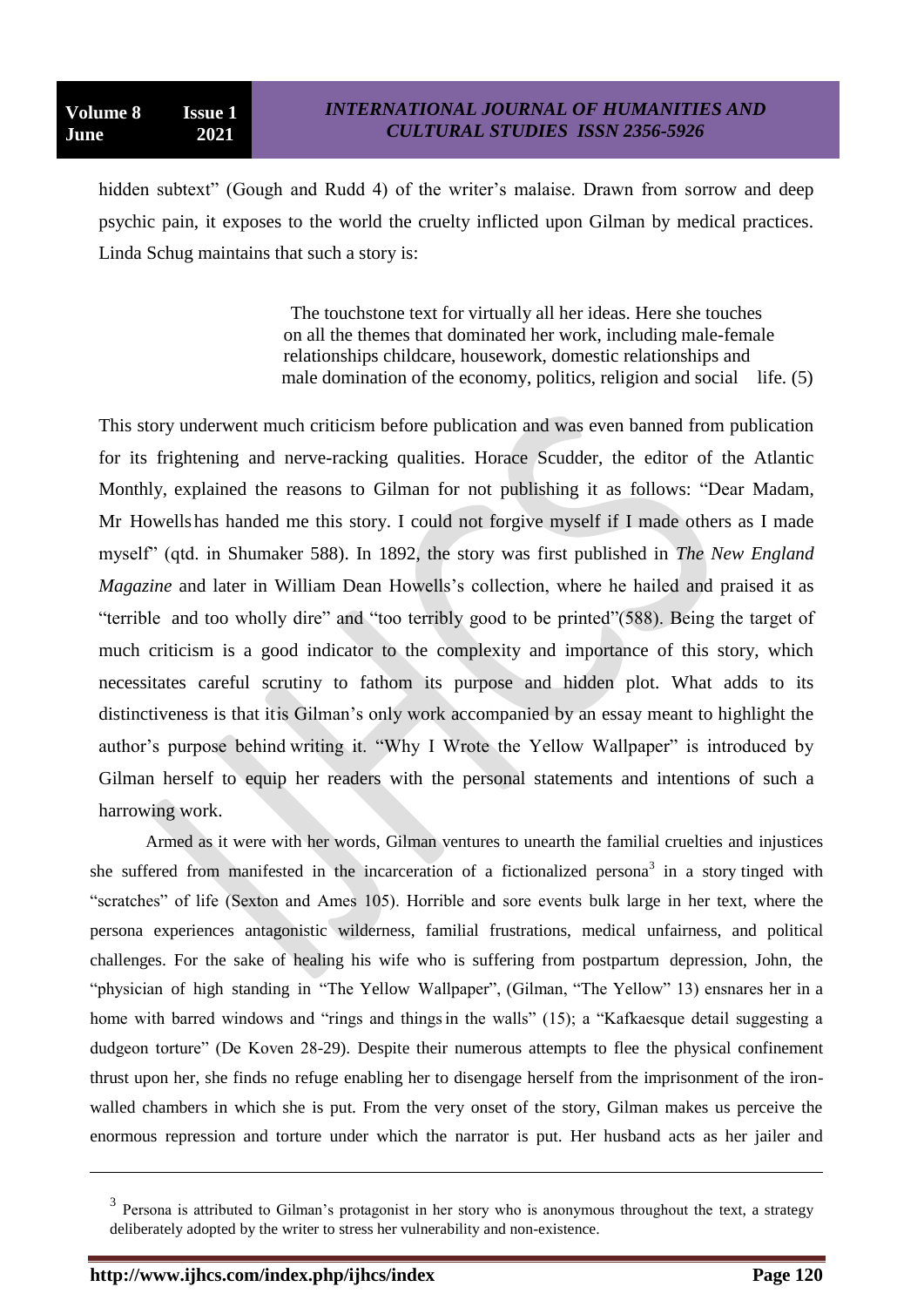hidden subtext" (Gough and Rudd 4) of the writer's malaise. Drawn from sorrow and deep psychic pain, it exposes to the world the cruelty inflicted upon Gilman by medical practices. Linda Schug maintains that such a story is:

> The touchstone text for virtually all her ideas. Here she touches on all the themes that dominated her work, including male-female relationships childcare, housework, domestic relationships and male domination of the economy, politics, religion and social life. (5)

This story underwent much criticism before publication and was even banned from publication for its frightening and nerve-racking qualities. Horace Scudder, the editor of the Atlantic Monthly, explained the reasons to Gilman for not publishing it as follows: "Dear Madam, Mr Howells has handed me this story. I could not forgive myself if I made others as I made myself" (qtd. in Shumaker 588). In 1892, the story was first published in *The New England Magazine* and later in William Dean Howells's collection, where he hailed and praised it as "terrible and too wholly dire" and "too terribly good to be printed"(588). Being the target of much criticism is a good indicator to the complexity and importance of this story, which necessitates careful scrutiny to fathom its purpose and hidden plot. What adds to its distinctiveness is that itis Gilman's only work accompanied by an essay meant to highlight the author's purpose behind writing it. "Why I Wrote the Yellow Wallpaper" is introduced by Gilman herself to equip her readers with the personal statements and intentions of such a harrowing work.

Armed as it were with her words, Gilman ventures to unearth the familial cruelties and injustices she suffered from manifested in the incarceration of a fictionalized persona[3] in a story tinged with "scratches" of life (Sexton and Ames 105). Horrible and sore events bulk large in her text, where the persona experiences antagonistic wilderness, familial frustrations, medical unfairness, and political challenges. For the sake of healing his wife who is suffering from postpartum depression, John, the "physician of high standing in "The Yellow Wallpaper", (Gilman, "The Yellow" 13) ensnares her in a home with barred windows and "rings and things in the walls" (15); a "Kafkaesque detail suggesting a dudgeon torture" (De Koven 28-29). Despite their numerous attempts to flee the physical confinement thrust upon her, she finds no refuge enabling her to disengage herself from the imprisonment of the iron-walled chambers in which she is put. From the very onset of the story, Gilman makes us perceive the enormous repression and torture under which the narrator is put. Her husband acts as her jailer and

[3] Persona is attributed to Gilman's protagonist in her story who is anonymous throughout the text, a strategy deliberately adopted by the writer to stress her vulnerability and non-existence.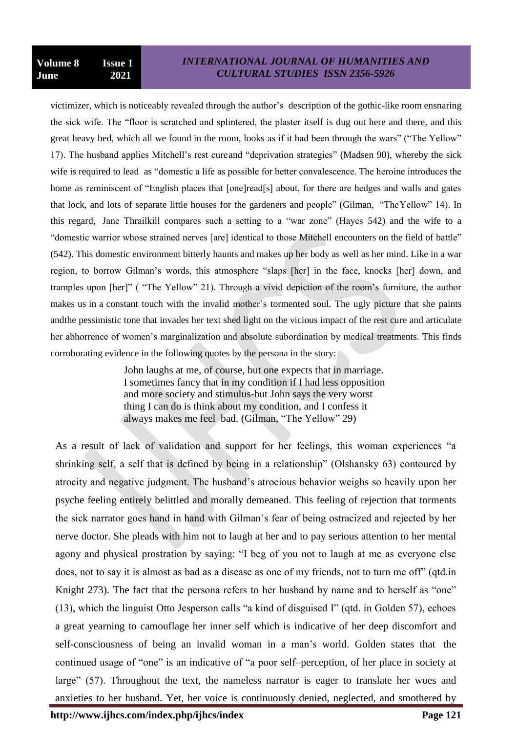victimizer, which is noticeably revealed through the author's description of the gothic-like room ensnaring the sick wife. The "floor is scratched and splintered, the plaster itself is dug out here and there, and this great heavy bed, which all we found in the room, looks as if it had been through the wars" ("The Yellow" 17). The husband applies Mitchell's rest cureand "deprivation strategies" (Madsen 90), whereby the sick wife is required to lead as "domestic a life as possible for better convalescence. The heroine introduces the home as reminiscent of "English places that [one]read[s] about, for there are hedges and walls and gates that lock, and lots of separate little houses for the gardeners and people" (Gilman, "TheYellow" 14). In this regard, Jane Thrailkill compares such a setting to a "war zone" (Hayes 542) and the wife to a "domestic warrior whose strained nerves [are] identical to those Mitchell encounters on the field of battle" (542). This domestic environment bitterly haunts and makes up her body as well as her mind. Like in a war region, to borrow Gilman's words, this atmosphere "slaps [her] in the face, knocks [her] down, and tramples upon [her]" ( "The Yellow" 21). Through a vivid depiction of the room's furniture, the author makes us in a constant touch with the invalid mother's tormented soul. The ugly picture that she paints andthe pessimistic tone that invades her text shed light on the vicious impact of the rest cure and articulate her abhorrence of women's marginalization and absolute subordination by medical treatments. This finds corroborating evidence in the following quotes by the persona in the story:

> John laughs at me, of course, but one expects that in marriage. I sometimes fancy that in my condition if I had less opposition and more society and stimulus-but John says the very worst thing I can do is think about my condition, and I confess it always makes me feel bad. (Gilman, "The Yellow" 29)

As a result of lack of validation and support for her feelings, this woman experiences "a shrinking self, a self that is defined by being in a relationship" (Olshansky 63) contoured by atrocity and negative judgment. The husband's atrocious behavior weighs so heavily upon her psyche feeling entirely belittled and morally demeaned. This feeling of rejection that torments the sick narrator goes hand in hand with Gilman's fear of being ostracized and rejected by her nerve doctor. She pleads with him not to laugh at her and to pay serious attention to her mental agony and physical prostration by saying: "I beg of you not to laugh at me as everyone else does, not to say it is almost as bad as a disease as one of my friends, not to turn me off" (qtd.in Knight 273). The fact that the persona refers to her husband by name and to herself as "one" (13), which the linguist Otto Jesperson calls "a kind of disguised I" (qtd. in Golden 57), echoes a great yearning to camouflage her inner self which is indicative of her deep discomfort and self-consciousness of being an invalid woman in a man's world. Golden states that the continued usage of "one" is an indicative of "a poor self–perception, of her place in society at large" (57). Throughout the text, the nameless narrator is eager to translate her woes and anxieties to her husband. Yet, her voice is continuously denied, neglected, and smothered by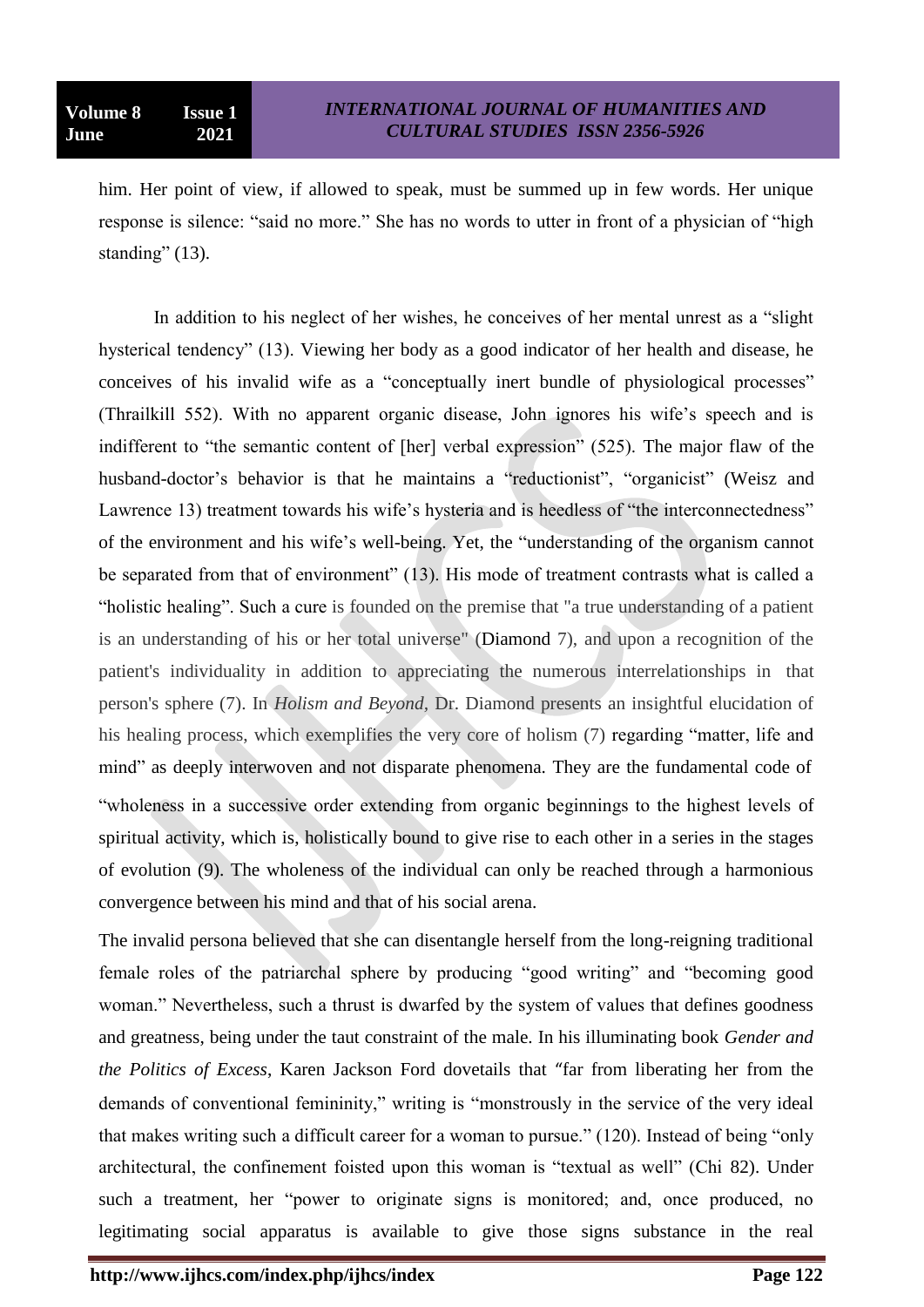him. Her point of view, if allowed to speak, must be summed up in few words. Her unique response is silence: "said no more." She has no words to utter in front of a physician of "high standing" (13).

In addition to his neglect of her wishes, he conceives of her mental unrest as a "slight hysterical tendency" (13). Viewing her body as a good indicator of her health and disease, he conceives of his invalid wife as a "conceptually inert bundle of physiological processes" (Thrailkill 552). With no apparent organic disease, John ignores his wife's speech and is indifferent to "the semantic content of [her] verbal expression" (525). The major flaw of the husband-doctor's behavior is that he maintains a "reductionist", "organicist" (Weisz and Lawrence 13) treatment towards his wife's hysteria and is heedless of "the interconnectedness" of the environment and his wife's well-being. Yet, the "understanding of the organism cannot be separated from that of environment" (13). His mode of treatment contrasts what is called a "holistic healing". Such a cure is founded on the premise that "a true understanding of a patient is an understanding of his or her total universe" (Diamond 7), and upon a recognition of the patient's individuality in addition to appreciating the numerous interrelationships in that person's sphere (7). In *Holism and Beyond*, Dr. Diamond presents an insightful elucidation of his healing process, which exemplifies the very core of holism (7) regarding "matter, life and mind" as deeply interwoven and not disparate phenomena. They are the fundamental code of "wholeness in a successive order extending from organic beginnings to the highest levels of spiritual activity, which is, holistically bound to give rise to each other in a series in the stages of evolution (9). The wholeness of the individual can only be reached through a harmonious convergence between his mind and that of his social arena.

The invalid persona believed that she can disentangle herself from the long-reigning traditional female roles of the patriarchal sphere by producing "good writing" and "becoming good woman." Nevertheless, such a thrust is dwarfed by the system of values that defines goodness and greatness, being under the taut constraint of the male. In his illuminating book *Gender and the Politics of Excess*, Karen Jackson Ford dovetails that "far from liberating her from the demands of conventional femininity," writing is "monstrously in the service of the very ideal that makes writing such a difficult career for a woman to pursue." (120). Instead of being "only architectural, the confinement foisted upon this woman is "textual as well" (Chi 82). Under such a treatment, her "power to originate signs is monitored; and, once produced, no legitimating social apparatus is available to give those signs substance in the real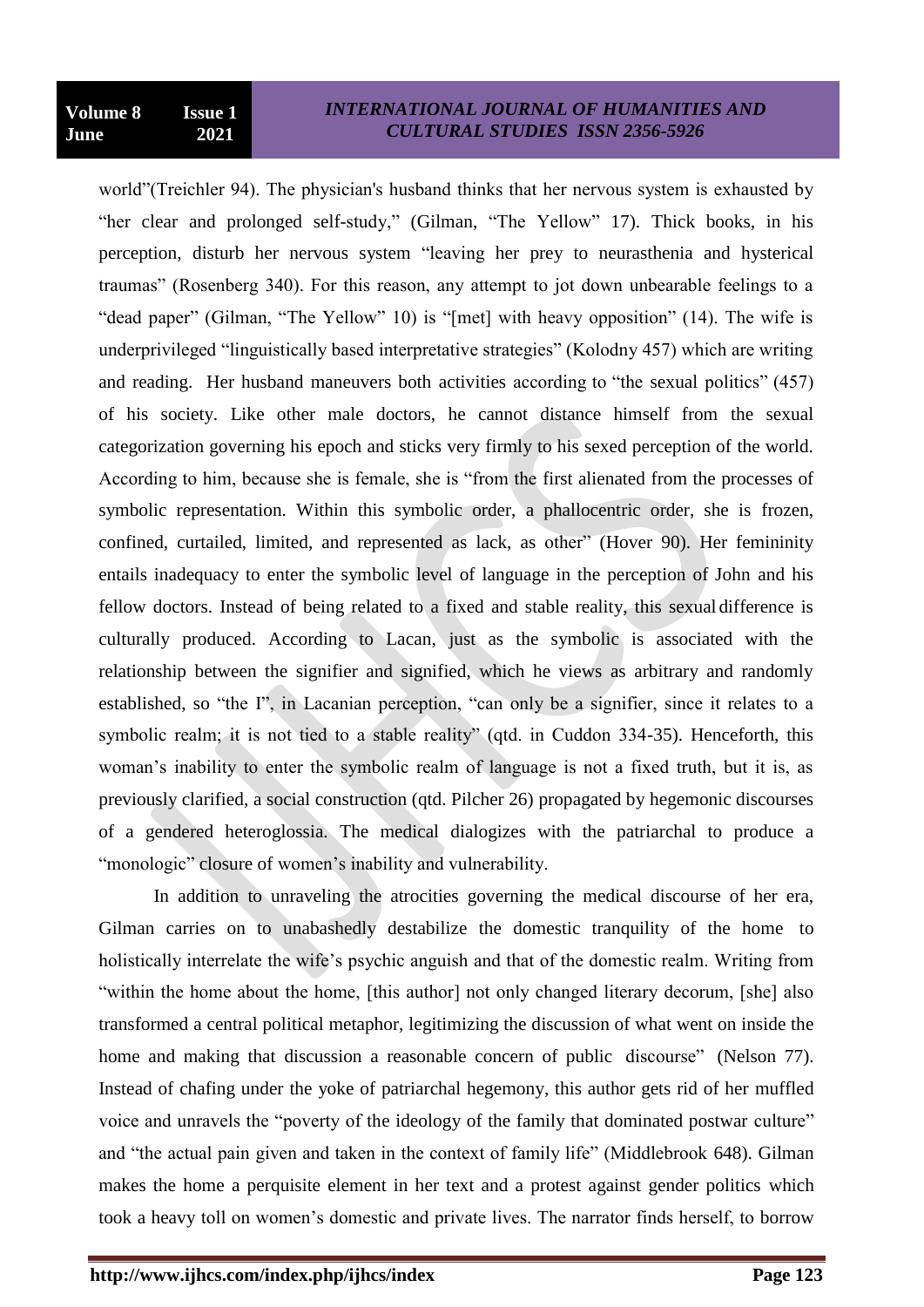world"(Treichler 94). The physician's husband thinks that her nervous system is exhausted by "her clear and prolonged self-study," (Gilman, "The Yellow" 17). Thick books, in his perception, disturb her nervous system "leaving her prey to neurasthenia and hysterical traumas" (Rosenberg 340). For this reason, any attempt to jot down unbearable feelings to a "dead paper" (Gilman, "The Yellow" 10) is "[met] with heavy opposition" (14). The wife is underprivileged "linguistically based interpretative strategies" (Kolodny 457) which are writing and reading. Her husband maneuvers both activities according to "the sexual politics" (457) of his society. Like other male doctors, he cannot distance himself from the sexual categorization governing his epoch and sticks very firmly to his sexed perception of the world. According to him, because she is female, she is "from the first alienated from the processes of symbolic representation. Within this symbolic order, a phallocentric order, she is frozen, confined, curtailed, limited, and represented as lack, as other" (Hover 90). Her femininity entails inadequacy to enter the symbolic level of language in the perception of John and his fellow doctors. Instead of being related to a fixed and stable reality, this sexual difference is culturally produced. According to Lacan, just as the symbolic is associated with the relationship between the signifier and signified, which he views as arbitrary and randomly established, so "the I", in Lacanian perception, "can only be a signifier, since it relates to a symbolic realm; it is not tied to a stable reality" (qtd. in Cuddon 334-35). Henceforth, this woman's inability to enter the symbolic realm of language is not a fixed truth, but it is, as previously clarified, a social construction (qtd. Pilcher 26) propagated by hegemonic discourses of a gendered heteroglossia. The medical dialogizes with the patriarchal to produce a "monologic" closure of women's inability and vulnerability.

In addition to unraveling the atrocities governing the medical discourse of her era, Gilman carries on to unabashedly destabilize the domestic tranquility of the home to holistically interrelate the wife's psychic anguish and that of the domestic realm. Writing from "within the home about the home, [this author] not only changed literary decorum, [she] also transformed a central political metaphor, legitimizing the discussion of what went on inside the home and making that discussion a reasonable concern of public discourse" (Nelson 77). Instead of chafing under the yoke of patriarchal hegemony, this author gets rid of her muffled voice and unravels the "poverty of the ideology of the family that dominated postwar culture" and "the actual pain given and taken in the context of family life" (Middlebrook 648). Gilman makes the home a perquisite element in her text and a protest against gender politics which took a heavy toll on women's domestic and private lives. The narrator finds herself, to borrow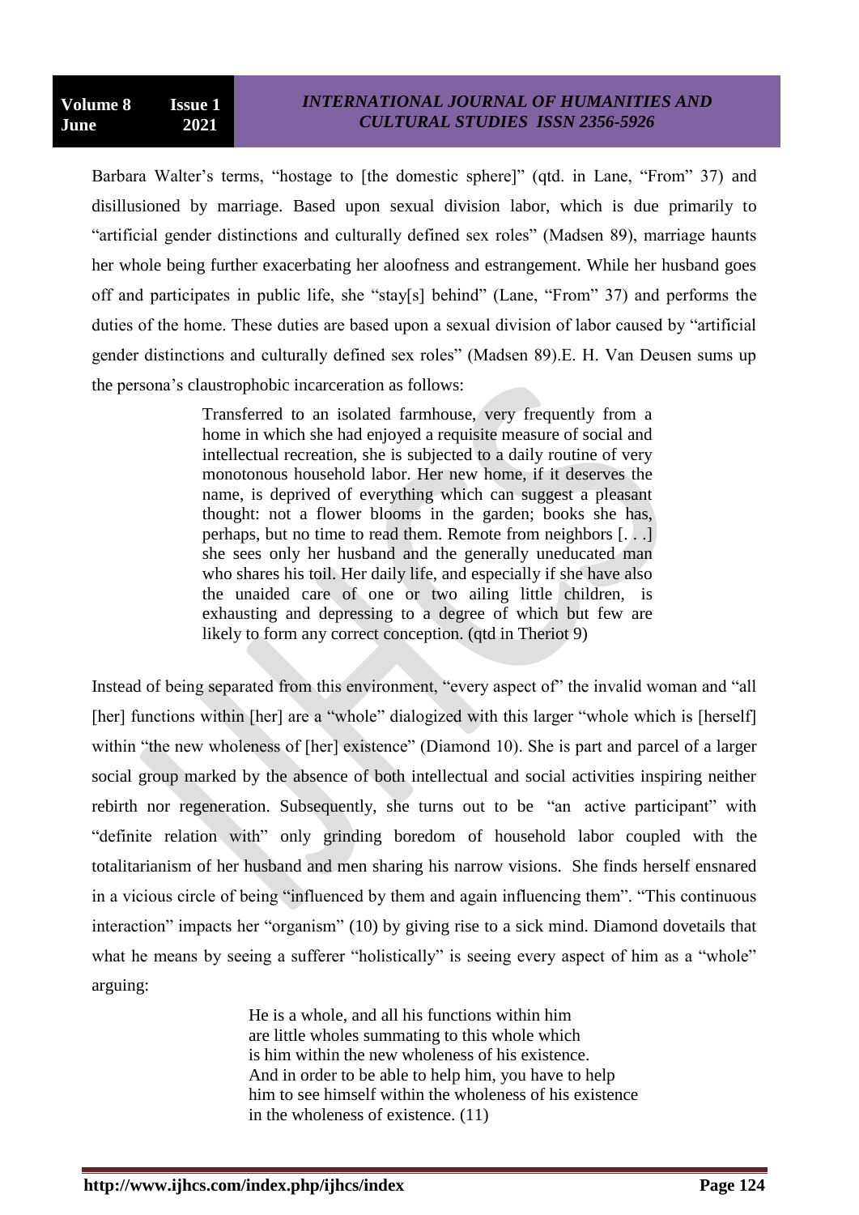Barbara Walter's terms, "hostage to [the domestic sphere]" (qtd. in Lane, "From" 37) and disillusioned by marriage. Based upon sexual division labor, which is due primarily to "artificial gender distinctions and culturally defined sex roles" (Madsen 89), marriage haunts her whole being further exacerbating her aloofness and estrangement. While her husband goes off and participates in public life, she "stay[s] behind" (Lane, "From" 37) and performs the duties of the home. These duties are based upon a sexual division of labor caused by "artificial gender distinctions and culturally defined sex roles" (Madsen 89).E. H. Van Deusen sums up the persona's claustrophobic incarceration as follows:

> Transferred to an isolated farmhouse, very frequently from a home in which she had enjoyed a requisite measure of social and intellectual recreation, she is subjected to a daily routine of very monotonous household labor. Her new home, if it deserves the name, is deprived of everything which can suggest a pleasant thought: not a flower blooms in the garden; books she has, perhaps, but no time to read them. Remote from neighbors [. . .] she sees only her husband and the generally uneducated man who shares his toil. Her daily life, and especially if she have also the unaided care of one or two ailing little children, is exhausting and depressing to a degree of which but few are likely to form any correct conception. (qtd in Theriot 9)

Instead of being separated from this environment, "every aspect of" the invalid woman and "all [her] functions within [her] are a "whole" dialogized with this larger "whole which is [herself] within "the new wholeness of [her] existence" (Diamond 10). She is part and parcel of a larger social group marked by the absence of both intellectual and social activities inspiring neither rebirth nor regeneration. Subsequently, she turns out to be "an active participant" with "definite relation with" only grinding boredom of household labor coupled with the totalitarianism of her husband and men sharing his narrow visions. She finds herself ensnared in a vicious circle of being "influenced by them and again influencing them". "This continuous interaction" impacts her "organism" (10) by giving rise to a sick mind. Diamond dovetails that what he means by seeing a sufferer "holistically" is seeing every aspect of him as a "whole" arguing:

> He is a whole, and all his functions within him
> are little wholes summating to this whole which
> is him within the new wholeness of his existence.
> And in order to be able to help him, you have to help
> him to see himself within the wholeness of his existence
> in the wholeness of existence. (11)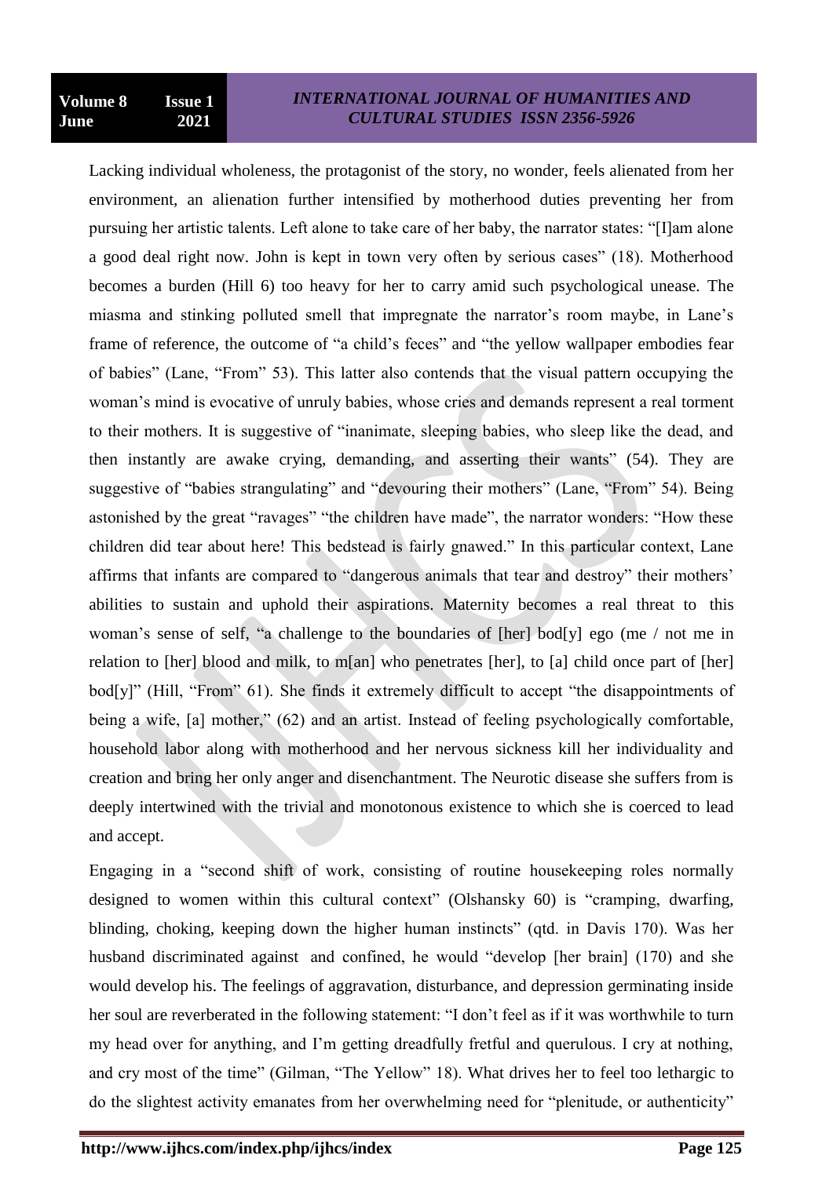Lacking individual wholeness, the protagonist of the story, no wonder, feels alienated from her environment, an alienation further intensified by motherhood duties preventing her from pursuing her artistic talents. Left alone to take care of her baby, the narrator states: "[I]am alone a good deal right now. John is kept in town very often by serious cases" (18). Motherhood becomes a burden (Hill 6) too heavy for her to carry amid such psychological unease. The miasma and stinking polluted smell that impregnate the narrator's room maybe, in Lane's frame of reference, the outcome of "a child's feces" and "the yellow wallpaper embodies fear of babies" (Lane, "From" 53). This latter also contends that the visual pattern occupying the woman's mind is evocative of unruly babies, whose cries and demands represent a real torment to their mothers. It is suggestive of "inanimate, sleeping babies, who sleep like the dead, and then instantly are awake crying, demanding, and asserting their wants" (54). They are suggestive of "babies strangulating" and "devouring their mothers" (Lane, "From" 54). Being astonished by the great "ravages" "the children have made", the narrator wonders: "How these children did tear about here! This bedstead is fairly gnawed." In this particular context, Lane affirms that infants are compared to "dangerous animals that tear and destroy" their mothers' abilities to sustain and uphold their aspirations. Maternity becomes a real threat to this woman's sense of self, "a challenge to the boundaries of [her] bod[y] ego (me / not me in relation to [her] blood and milk, to m[an] who penetrates [her], to [a] child once part of [her] bod[y]" (Hill, "From" 61). She finds it extremely difficult to accept "the disappointments of being a wife, [a] mother," (62) and an artist. Instead of feeling psychologically comfortable, household labor along with motherhood and her nervous sickness kill her individuality and creation and bring her only anger and disenchantment. The Neurotic disease she suffers from is deeply intertwined with the trivial and monotonous existence to which she is coerced to lead and accept.

Engaging in a "second shift of work, consisting of routine housekeeping roles normally designed to women within this cultural context" (Olshansky 60) is "cramping, dwarfing, blinding, choking, keeping down the higher human instincts" (qtd. in Davis 170). Was her husband discriminated against and confined, he would "develop [her brain] (170) and she would develop his. The feelings of aggravation, disturbance, and depression germinating inside her soul are reverberated in the following statement: "I don't feel as if it was worthwhile to turn my head over for anything, and I'm getting dreadfully fretful and querulous. I cry at nothing, and cry most of the time" (Gilman, "The Yellow" 18). What drives her to feel too lethargic to do the slightest activity emanates from her overwhelming need for "plenitude, or authenticity"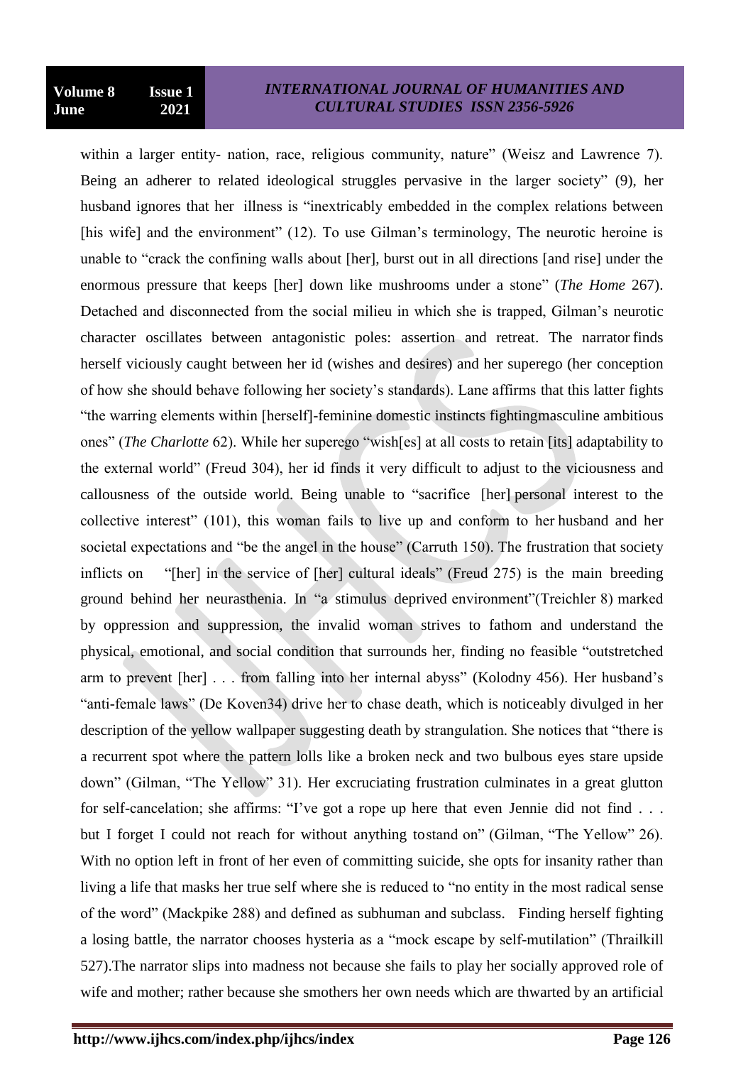within a larger entity- nation, race, religious community, nature" (Weisz and Lawrence 7). Being an adherer to related ideological struggles pervasive in the larger society" (9), her husband ignores that her illness is "inextricably embedded in the complex relations between [his wife] and the environment" (12). To use Gilman's terminology, The neurotic heroine is unable to "crack the confining walls about [her], burst out in all directions [and rise] under the enormous pressure that keeps [her] down like mushrooms under a stone" (*The Home* 267). Detached and disconnected from the social milieu in which she is trapped, Gilman's neurotic character oscillates between antagonistic poles: assertion and retreat. The narrator finds herself viciously caught between her id (wishes and desires) and her superego (her conception of how she should behave following her society's standards). Lane affirms that this latter fights "the warring elements within [herself]-feminine domestic instincts fightingmasculine ambitious ones" (*The Charlotte* 62). While her superego "wish[es] at all costs to retain [its] adaptability to the external world" (Freud 304), her id finds it very difficult to adjust to the viciousness and callousness of the outside world. Being unable to "sacrifice [her] personal interest to the collective interest" (101), this woman fails to live up and conform to her husband and her societal expectations and "be the angel in the house" (Carruth 150). The frustration that society inflicts on "[her] in the service of [her] cultural ideals" (Freud 275) is the main breeding ground behind her neurasthenia. In "a stimulus deprived environment"(Treichler 8) marked by oppression and suppression, the invalid woman strives to fathom and understand the physical, emotional, and social condition that surrounds her, finding no feasible "outstretched arm to prevent [her] . . . from falling into her internal abyss" (Kolodny 456). Her husband's "anti-female laws" (De Koven34) drive her to chase death, which is noticeably divulged in her description of the yellow wallpaper suggesting death by strangulation. She notices that "there is a recurrent spot where the pattern lolls like a broken neck and two bulbous eyes stare upside down" (Gilman, "The Yellow" 31). Her excruciating frustration culminates in a great glutton for self-cancelation; she affirms: "I've got a rope up here that even Jennie did not find . . . but I forget I could not reach for without anything tostand on" (Gilman, "The Yellow" 26). With no option left in front of her even of committing suicide, she opts for insanity rather than living a life that masks her true self where she is reduced to "no entity in the most radical sense of the word" (Mackpike 288) and defined as subhuman and subclass. Finding herself fighting a losing battle, the narrator chooses hysteria as a "mock escape by self-mutilation" (Thrailkill 527).The narrator slips into madness not because she fails to play her socially approved role of wife and mother; rather because she smothers her own needs which are thwarted by an artificial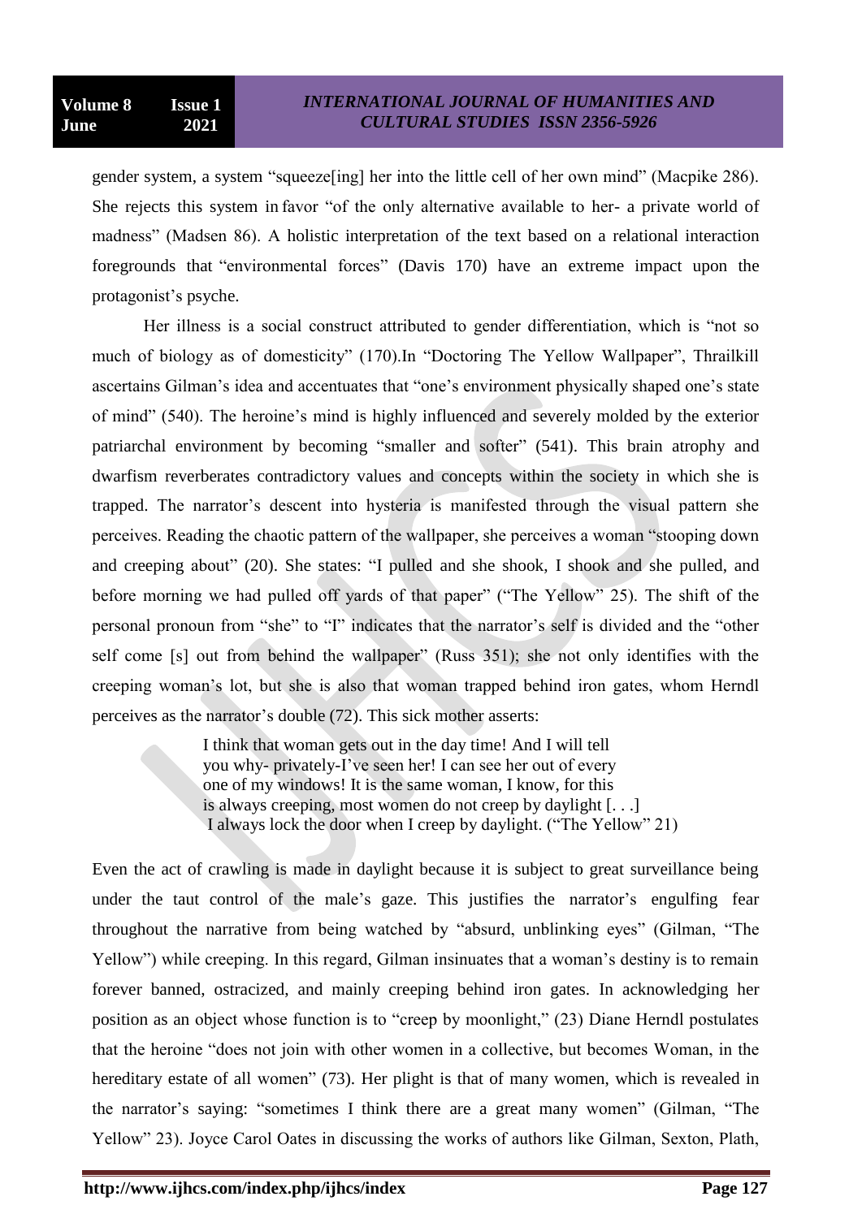gender system, a system “squeeze[ing] her into the little cell of her own mind” (Macpike 286). She rejects this system in favor “of the only alternative available to her- a private world of madness” (Madsen 86). A holistic interpretation of the text based on a relational interaction foregrounds that “environmental forces” (Davis 170) have an extreme impact upon the protagonist’s psyche.

Her illness is a social construct attributed to gender differentiation, which is “not so much of biology as of domesticity” (170).In “Doctoring The Yellow Wallpaper”, Thrailkill ascertains Gilman’s idea and accentuates that “one’s environment physically shaped one’s state of mind” (540). The heroine’s mind is highly influenced and severely molded by the exterior patriarchal environment by becoming “smaller and softer” (541). This brain atrophy and dwarfism reverberates contradictory values and concepts within the society in which she is trapped. The narrator’s descent into hysteria is manifested through the visual pattern she perceives. Reading the chaotic pattern of the wallpaper, she perceives a woman “stooping down and creeping about” (20). She states: “I pulled and she shook, I shook and she pulled, and before morning we had pulled off yards of that paper” (“The Yellow” 25). The shift of the personal pronoun from “she” to “I” indicates that the narrator’s self is divided and the “other self come [s] out from behind the wallpaper” (Russ 351); she not only identifies with the creeping woman’s lot, but she is also that woman trapped behind iron gates, whom Herndl perceives as the narrator’s double (72). This sick mother asserts:

> I think that woman gets out in the day time! And I will tell you why- privately-I’ve seen her! I can see her out of every one of my windows! It is the same woman, I know, for this is always creeping, most women do not creep by daylight [. . .] I always lock the door when I creep by daylight. (“The Yellow” 21)

Even the act of crawling is made in daylight because it is subject to great surveillance being under the taut control of the male’s gaze. This justifies the narrator’s engulfing fear throughout the narrative from being watched by “absurd, unblinking eyes” (Gilman, “The Yellow”) while creeping. In this regard, Gilman insinuates that a woman’s destiny is to remain forever banned, ostracized, and mainly creeping behind iron gates. In acknowledging her position as an object whose function is to “creep by moonlight,” (23) Diane Herndl postulates that the heroine “does not join with other women in a collective, but becomes Woman, in the hereditary estate of all women” (73). Her plight is that of many women, which is revealed in the narrator’s saying: “sometimes I think there are a great many women” (Gilman, “The Yellow” 23). Joyce Carol Oates in discussing the works of authors like Gilman, Sexton, Plath,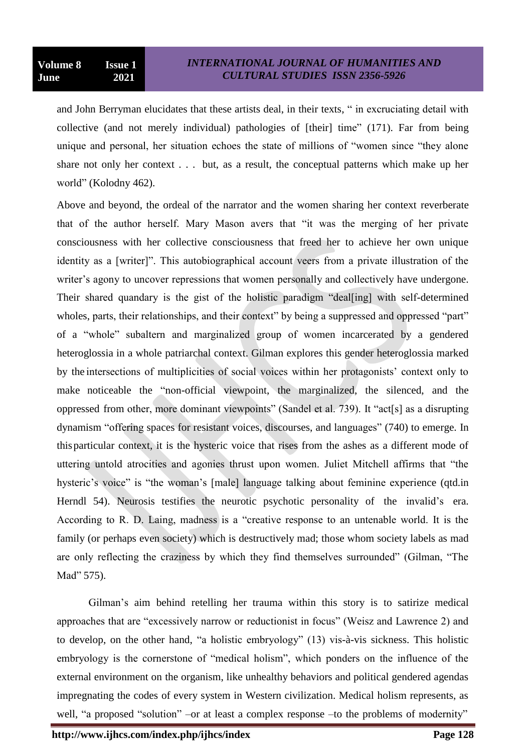and John Berryman elucidates that these artists deal, in their texts, " in excruciating detail with collective (and not merely individual) pathologies of [their] time" (171). Far from being unique and personal, her situation echoes the state of millions of "women since "they alone share not only her context . . . but, as a result, the conceptual patterns which make up her world" (Kolodny 462).

Above and beyond, the ordeal of the narrator and the women sharing her context reverberate that of the author herself. Mary Mason avers that "it was the merging of her private consciousness with her collective consciousness that freed her to achieve her own unique identity as a [writer]". This autobiographical account veers from a private illustration of the writer's agony to uncover repressions that women personally and collectively have undergone. Their shared quandary is the gist of the holistic paradigm "deal[ing] with self-determined wholes, parts, their relationships, and their context" by being a suppressed and oppressed "part" of a "whole" subaltern and marginalized group of women incarcerated by a gendered heteroglossia in a whole patriarchal context. Gilman explores this gender heteroglossia marked by the intersections of multiplicities of social voices within her protagonists' context only to make noticeable the "non-official viewpoint, the marginalized, the silenced, and the oppressed from other, more dominant viewpoints" (Sandel et al. 739). It "act[s] as a disrupting dynamism "offering spaces for resistant voices, discourses, and languages" (740) to emerge. In this particular context, it is the hysteric voice that rises from the ashes as a different mode of uttering untold atrocities and agonies thrust upon women. Juliet Mitchell affirms that "the hysteric's voice" is "the woman's [male] language talking about feminine experience (qtd.in Herndl 54). Neurosis testifies the neurotic psychotic personality of the invalid's era. According to R. D. Laing, madness is a "creative response to an untenable world. It is the family (or perhaps even society) which is destructively mad; those whom society labels as mad are only reflecting the craziness by which they find themselves surrounded" (Gilman, "The Mad" 575).

Gilman's aim behind retelling her trauma within this story is to satirize medical approaches that are "excessively narrow or reductionist in focus" (Weisz and Lawrence 2) and to develop, on the other hand, "a holistic embryology" (13) vis-à-vis sickness. This holistic embryology is the cornerstone of "medical holism", which ponders on the influence of the external environment on the organism, like unhealthy behaviors and political gendered agendas impregnating the codes of every system in Western civilization. Medical holism represents, as well, "a proposed "solution" –or at least a complex response –to the problems of modernity"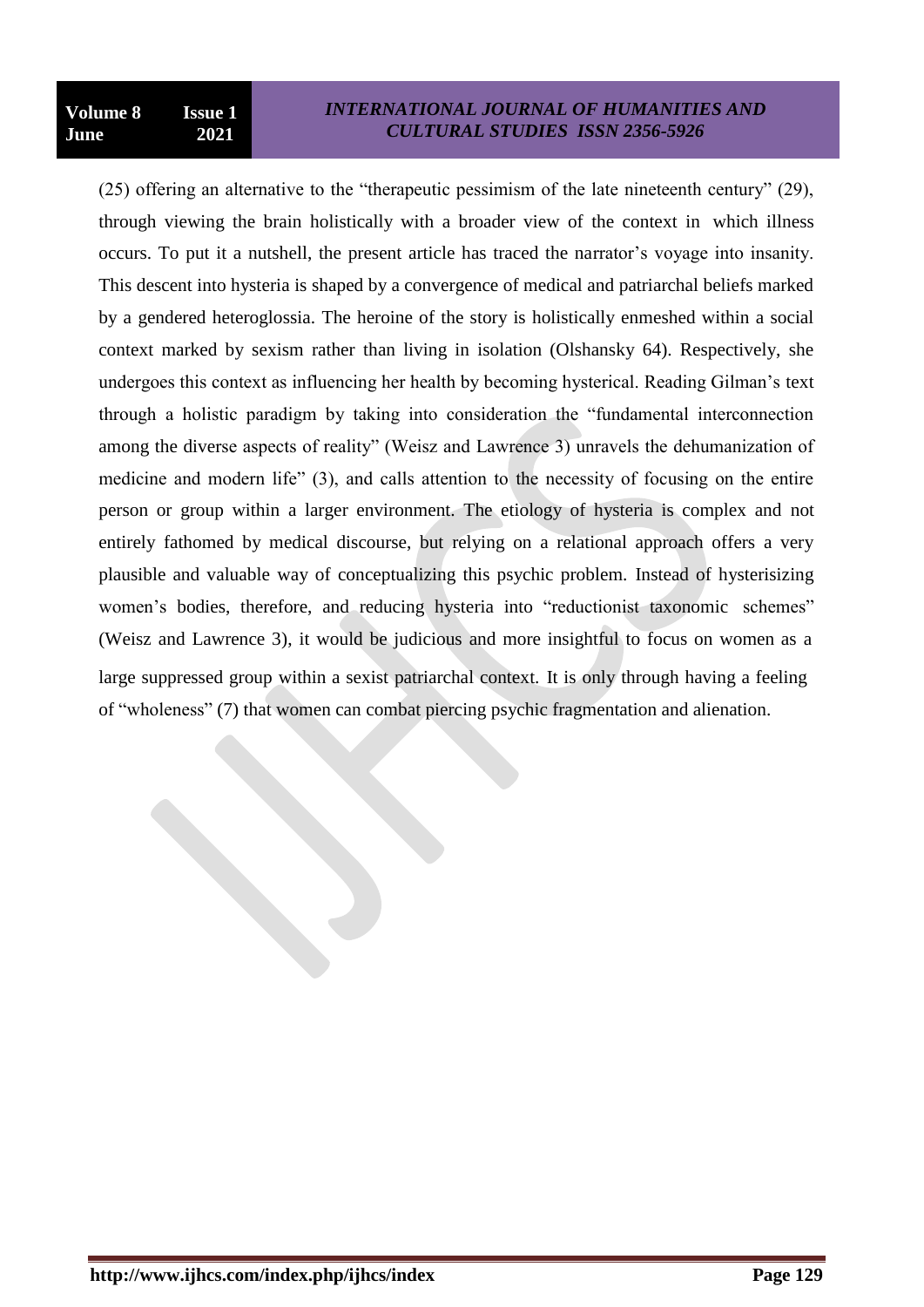(25) offering an alternative to the "therapeutic pessimism of the late nineteenth century" (29), through viewing the brain holistically with a broader view of the context in which illness occurs. To put it a nutshell, the present article has traced the narrator's voyage into insanity. This descent into hysteria is shaped by a convergence of medical and patriarchal beliefs marked by a gendered heteroglossia. The heroine of the story is holistically enmeshed within a social context marked by sexism rather than living in isolation (Olshansky 64). Respectively, she undergoes this context as influencing her health by becoming hysterical. Reading Gilman's text through a holistic paradigm by taking into consideration the "fundamental interconnection among the diverse aspects of reality" (Weisz and Lawrence 3) unravels the dehumanization of medicine and modern life" (3), and calls attention to the necessity of focusing on the entire person or group within a larger environment. The etiology of hysteria is complex and not entirely fathomed by medical discourse, but relying on a relational approach offers a very plausible and valuable way of conceptualizing this psychic problem. Instead of hysterisizing women's bodies, therefore, and reducing hysteria into "reductionist taxonomic schemes" (Weisz and Lawrence 3), it would be judicious and more insightful to focus on women as a large suppressed group within a sexist patriarchal context. It is only through having a feeling of "wholeness" (7) that women can combat piercing psychic fragmentation and alienation.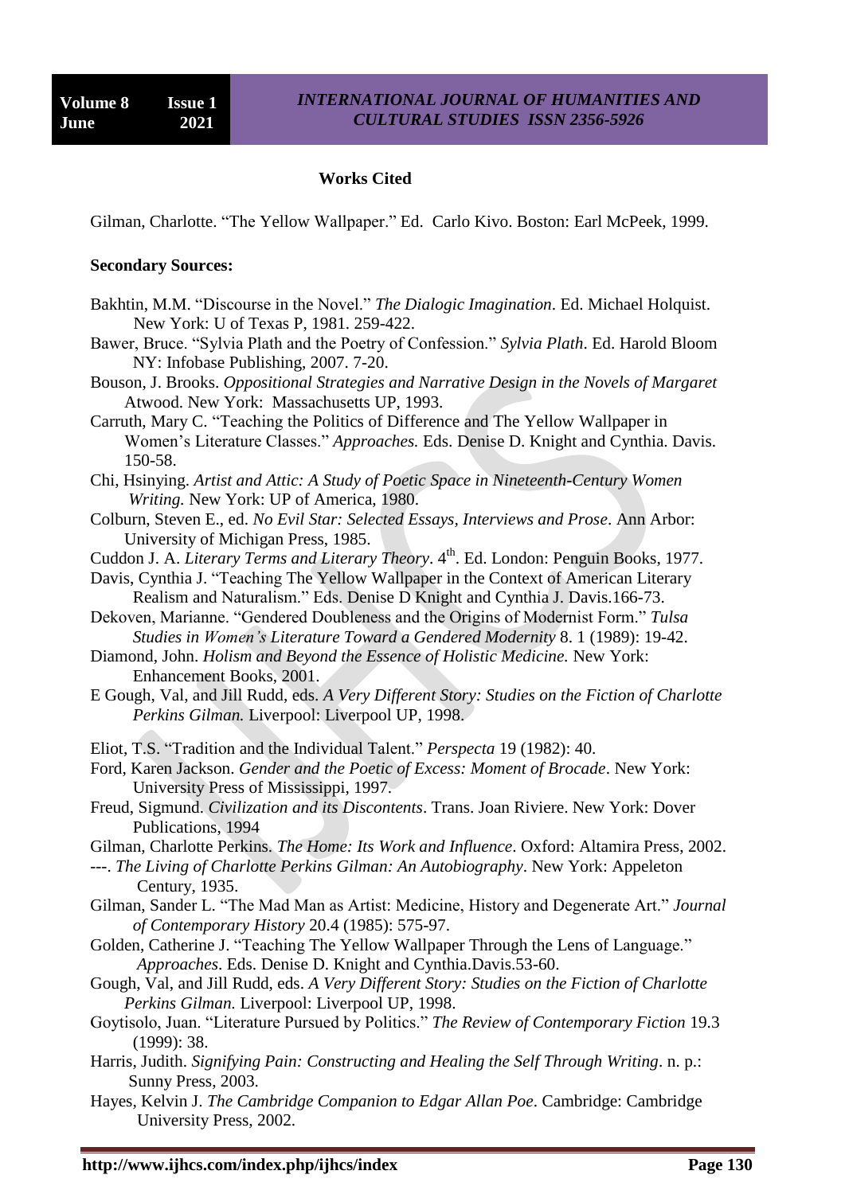## Works Cited

Gilman, Charlotte. "The Yellow Wallpaper." Ed. Carlo Kivo. Boston: Earl McPeek, 1999.

**Secondary Sources:**

Bakhtin, M.M. "Discourse in the Novel." *The Dialogic Imagination*. Ed. Michael Holquist. New York: U of Texas P, 1981. 259-422.

Bawer, Bruce. "Sylvia Plath and the Poetry of Confession." *Sylvia Plath*. Ed. Harold Bloom NY: Infobase Publishing, 2007. 7-20.

Bouson, J. Brooks. *Oppositional Strategies and Narrative Design in the Novels of Margaret* Atwood. New York: Massachusetts UP, 1993.

Carruth, Mary C. "Teaching the Politics of Difference and The Yellow Wallpaper in Women's Literature Classes." *Approaches.* Eds. Denise D. Knight and Cynthia. Davis. 150-58.

Chi, Hsinying. *Artist and Attic: A Study of Poetic Space in Nineteenth-Century Women Writing.* New York: UP of America, 1980.

Colburn, Steven E., ed. *No Evil Star: Selected Essays, Interviews and Prose*. Ann Arbor: University of Michigan Press, 1985.

Cuddon J. A. *Literary Terms and Literary Theory*. 4th. Ed. London: Penguin Books, 1977.

Davis, Cynthia J. "Teaching The Yellow Wallpaper in the Context of American Literary Realism and Naturalism." Eds. Denise D Knight and Cynthia J. Davis.166-73.

Dekoven, Marianne. "Gendered Doubleness and the Origins of Modernist Form." *Tulsa Studies in Women's Literature Toward a Gendered Modernity* 8. 1 (1989): 19-42.

Diamond, John. *Holism and Beyond the Essence of Holistic Medicine.* New York: Enhancement Books, 2001.

E Gough, Val, and Jill Rudd, eds. *A Very Different Story: Studies on the Fiction of Charlotte Perkins Gilman.* Liverpool: Liverpool UP, 1998.

Eliot, T.S. "Tradition and the Individual Talent." *Perspecta* 19 (1982): 40.

Ford, Karen Jackson. *Gender and the Poetic of Excess: Moment of Brocade*. New York: University Press of Mississippi, 1997.

Freud, Sigmund. *Civilization and its Discontents*. Trans. Joan Riviere. New York: Dover Publications, 1994

Gilman, Charlotte Perkins. *The Home: Its Work and Influence*. Oxford: Altamira Press, 2002.

---. *The Living of Charlotte Perkins Gilman: An Autobiography*. New York: Appeleton Century, 1935.

Gilman, Sander L. "The Mad Man as Artist: Medicine, History and Degenerate Art." *Journal of Contemporary History* 20.4 (1985): 575-97.

Golden, Catherine J. "Teaching The Yellow Wallpaper Through the Lens of Language." *Approaches*. Eds. Denise D. Knight and Cynthia.Davis.53-60.

Gough, Val, and Jill Rudd, eds. *A Very Different Story: Studies on the Fiction of Charlotte Perkins Gilman.* Liverpool: Liverpool UP, 1998.

Goytisolo, Juan. "Literature Pursued by Politics." *The Review of Contemporary Fiction* 19.3 (1999): 38.

Harris, Judith. *Signifying Pain: Constructing and Healing the Self Through Writing*. n. p.: Sunny Press, 2003.

Hayes, Kelvin J. *The Cambridge Companion to Edgar Allan Poe*. Cambridge: Cambridge University Press, 2002.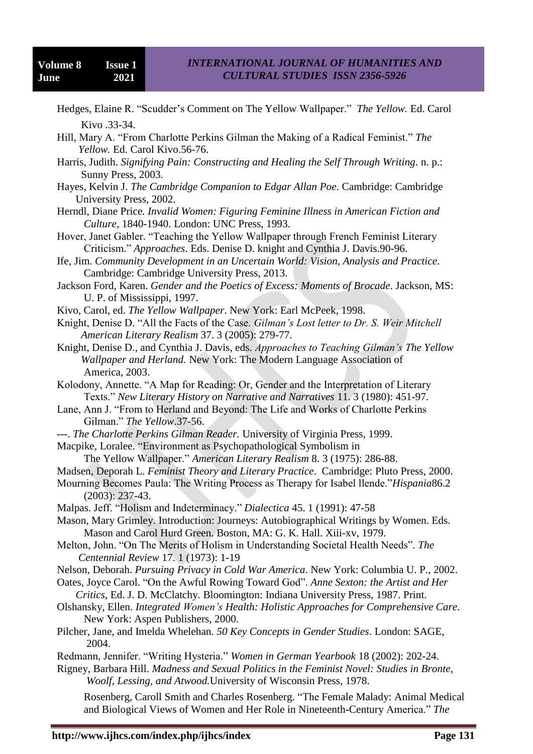Hedges, Elaine R. "Scudder's Comment on The Yellow Wallpaper." *The Yellow.* Ed. Carol Kivo .33-34.

Hill, Mary A. "From Charlotte Perkins Gilman the Making of a Radical Feminist." *The Yellow.* Ed. Carol Kivo.56-76.

Harris, Judith. *Signifying Pain: Constructing and Healing the Self Through Writing*. n. p.: Sunny Press, 2003.

Hayes, Kelvin J. *The Cambridge Companion to Edgar Allan Poe*. Cambridge: Cambridge University Press, 2002.

Herndl, Diane Price*. Invalid Women: Figuring Feminine Illness in American Fiction and Culture,* 1840-1940. London: UNC Press, 1993.

Hover, Janet Gabler. "Teaching the Yellow Wallpaper through French Feminist Literary Criticism." *Approaches*. Eds. Denise D. knight and Cynthia J. Davis.90-96.

Ife, Jim. *Community Development in an Uncertain World: Vision, Analysis and Practice*. Cambridge: Cambridge University Press, 2013.

Jackson Ford, Karen. *Gender and the Poetics of Excess: Moments of Brocade*. Jackson, MS: U. P. of Mississippi, 1997.

Kivo, Carol, ed. *The Yellow Wallpaper*. New York: Earl McPeek, 1998.

Knight, Denise D. "All the Facts of the Case*. Gilman's Lost letter to Dr. S. Weir Mitchell American Literary Realism* 37. 3 (2005): 279-77.

Knight, Denise D., and Cynthia J. Davis, eds. *Approaches to Teaching Gilman's The Yellow Wallpaper and Herland.* New York: The Modern Language Association of America, 2003.

Kolodony, Annette. "A Map for Reading: Or, Gender and the Interpretation of Literary Texts." *New Literary History on Narrative and Narratives* 11. 3 (1980): 451-97.

Lane, Ann J. "From to Herland and Beyond: The Life and Works of Charlotte Perkins Gilman." *The Yellow*.37-56.

---. *The Charlotte Perkins Gilman Reader.* University of Virginia Press, 1999.

Macpike, Loralee. "Environment as Psychopathological Symbolism in The Yellow Wallpaper." *American Literary Realism* 8. 3 (1975): 286-88.

Madsen, Deporah L. *Feminist Theory and Literary Practice*. Cambridge: Pluto Press, 2000.

Mourning Becomes Paula: The Writing Process as Therapy for Isabel llende."*Hispania*86.2 (2003): 237-43.

Malpas. Jeff. "Holism and Indeterminacy." *Dialectica* 45. 1 (1991): 47-58

Mason, Mary Grimley. Introduction: Journeys: Autobiographical Writings by Women. Eds. Mason and Carol Hurd Green. Boston, MA: G. K. Hall. Xiii-xv, 1979.

Melton, John. "On The Merits of Holism in Understanding Societal Health Needs". *The Centennial Review* 17. 1 (1973): 1-19

Nelson, Deborah. *Pursuing Privacy in Cold War America*. New York: Columbia U. P., 2002.

Oates, Joyce Carol. "On the Awful Rowing Toward God". *Anne Sexton: the Artist and Her Critics*, Ed. J. D. McClatchy. Bloomington: Indiana University Press, 1987. Print.

Olshansky, Ellen. *Integrated Women's Health: Holistic Approaches for Comprehensive Care*. New York: Aspen Publishers, 2000.

Pilcher, Jane, and Imelda Whelehan*. 50 Key Concepts in Gender Studies*. London: SAGE, 2004.

Redmann, Jennifer. "Writing Hysteria." *Women in German Yearbook* 18 (2002): 202-24.

Rigney, Barbara Hill. *Madness and Sexual Politics in the Feminist Novel: Studies in Bronte, Woolf, Lessing, and Atwood.*University of Wisconsin Press, 1978.

Rosenberg, Caroll Smith and Charles Rosenberg. "The Female Malady: Animal Medical and Biological Views of Women and Her Role in Nineteenth-Century America." *The*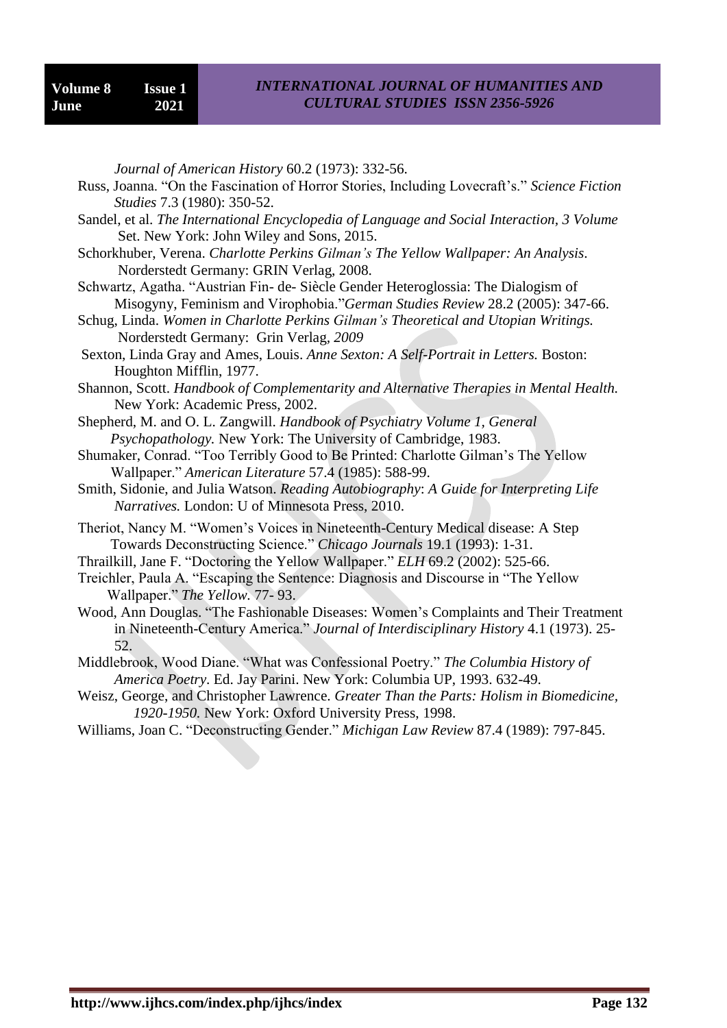*Journal of American History* 60.2 (1973): 332-56.

Russ, Joanna. "On the Fascination of Horror Stories, Including Lovecraft's." *Science Fiction Studies* 7.3 (1980): 350-52.

Sandel, et al. *The International Encyclopedia of Language and Social Interaction, 3 Volume* Set. New York: John Wiley and Sons, 2015.

Schorkhuber, Verena. *Charlotte Perkins Gilman's The Yellow Wallpaper: An Analysis*. Norderstedt Germany: GRIN Verlag, 2008.

Schwartz, Agatha. "Austrian Fin- de- Siècle Gender Heteroglossia: The Dialogism of Misogyny, Feminism and Virophobia."*German Studies Review* 28.2 (2005): 347-66.

Schug, Linda. *Women in Charlotte Perkins Gilman's Theoretical and Utopian Writings.* Norderstedt Germany: Grin Verlag, *2009*

Sexton, Linda Gray and Ames, Louis. *Anne Sexton: A Self-Portrait in Letters.* Boston: Houghton Mifflin, 1977.

Shannon, Scott. *Handbook of Complementarity and Alternative Therapies in Mental Health.* New York: Academic Press, 2002.

Shepherd, M. and O. L. Zangwill. *Handbook of Psychiatry Volume 1, General Psychopathology.* New York: The University of Cambridge, 1983.

Shumaker, Conrad. "Too Terribly Good to Be Printed: Charlotte Gilman's The Yellow Wallpaper." *American Literature* 57.4 (1985): 588-99.

Smith, Sidonie, and Julia Watson. *Reading Autobiography*: *A Guide for Interpreting Life Narratives.* London: U of Minnesota Press, 2010.

Theriot, Nancy M. "Women's Voices in Nineteenth-Century Medical disease: A Step Towards Deconstructing Science." *Chicago Journals* 19.1 (1993): 1-31.

Thrailkill, Jane F. "Doctoring the Yellow Wallpaper." *ELH* 69.2 (2002): 525-66.

Treichler, Paula A. "Escaping the Sentence: Diagnosis and Discourse in "The Yellow Wallpaper." *The Yellow.* 77- 93.

Wood, Ann Douglas. "The Fashionable Diseases: Women's Complaints and Their Treatment in Nineteenth-Century America." *Journal of Interdisciplinary History* 4.1 (1973). 25-52.

Middlebrook, Wood Diane. "What was Confessional Poetry." *The Columbia History of America Poetry*. Ed. Jay Parini. New York: Columbia UP, 1993. 632-49.

Weisz, George, and Christopher Lawrence. *Greater Than the Parts: Holism in Biomedicine, 1920-1950.* New York: Oxford University Press, 1998.

Williams, Joan C. "Deconstructing Gender." *Michigan Law Review* 87.4 (1989): 797-845.